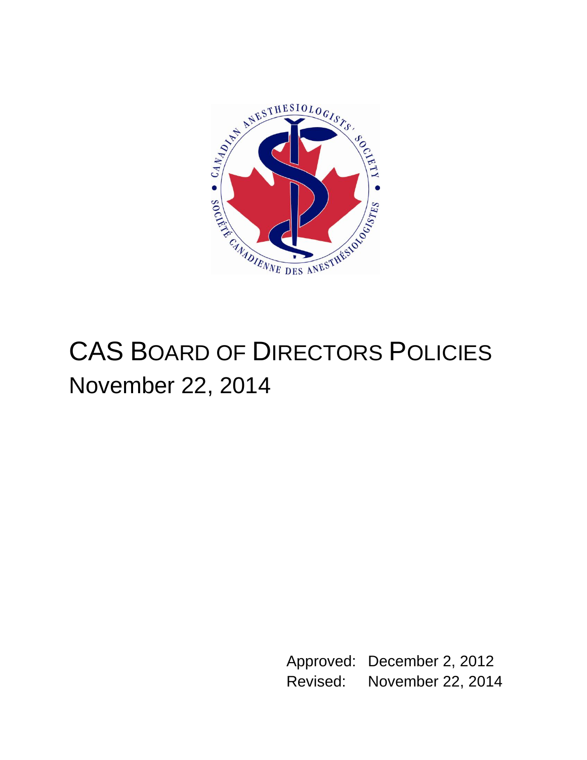# CAS Board of Directors Policies

November 22, 2014

Approved: December 2, 2012
Revised: November 22, 2014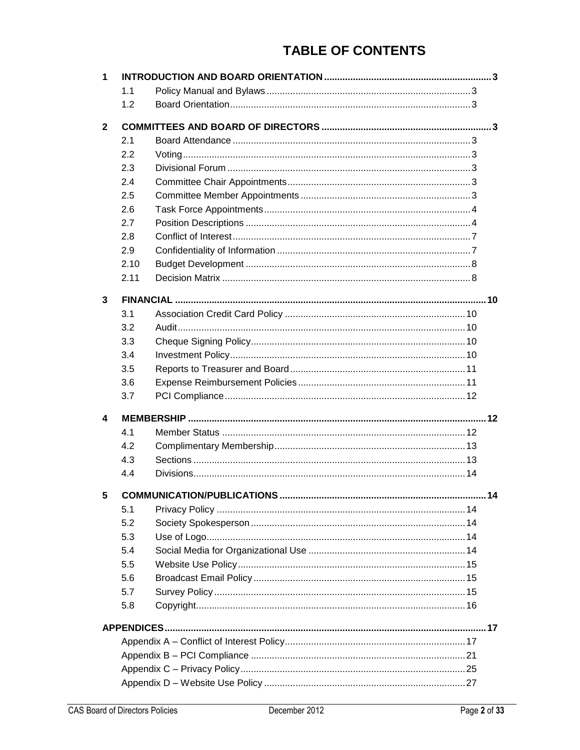# TABLE OF CONTENTS

**1 INTRODUCTION AND BOARD ORIENTATION ... 3**

- 1.1 Policy Manual and Bylaws ... 3
- 1.2 Board Orientation ... 3

**2 COMMITTEES AND BOARD OF DIRECTORS ... 3**

- 2.1 Board Attendance ... 3
- 2.2 Voting ... 3
- 2.3 Divisional Forum ... 3
- 2.4 Committee Chair Appointments ... 3
- 2.5 Committee Member Appointments ... 3
- 2.6 Task Force Appointments ... 4
- 2.7 Position Descriptions ... 4
- 2.8 Conflict of Interest ... 7
- 2.9 Confidentiality of Information ... 7
- 2.10 Budget Development ... 8
- 2.11 Decision Matrix ... 8

**3 FINANCIAL ... 10**

- 3.1 Association Credit Card Policy ... 10
- 3.2 Audit ... 10
- 3.3 Cheque Signing Policy ... 10
- 3.4 Investment Policy ... 10
- 3.5 Reports to Treasurer and Board ... 11
- 3.6 Expense Reimbursement Policies ... 11
- 3.7 PCI Compliance ... 12

**4 MEMBERSHIP ... 12**

- 4.1 Member Status ... 12
- 4.2 Complimentary Membership ... 13
- 4.3 Sections ... 13
- 4.4 Divisions ... 14

**5 COMMUNICATION/PUBLICATIONS ... 14**

- 5.1 Privacy Policy ... 14
- 5.2 Society Spokesperson ... 14
- 5.3 Use of Logo ... 14
- 5.4 Social Media for Organizational Use ... 14
- 5.5 Website Use Policy ... 15
- 5.6 Broadcast Email Policy ... 15
- 5.7 Survey Policy ... 15
- 5.8 Copyright ... 16

**APPENDICES ... 17**

- Appendix A – Conflict of Interest Policy ... 17
- Appendix B – PCI Compliance ... 21
- Appendix C – Privacy Policy ... 25
- Appendix D – Website Use Policy ... 27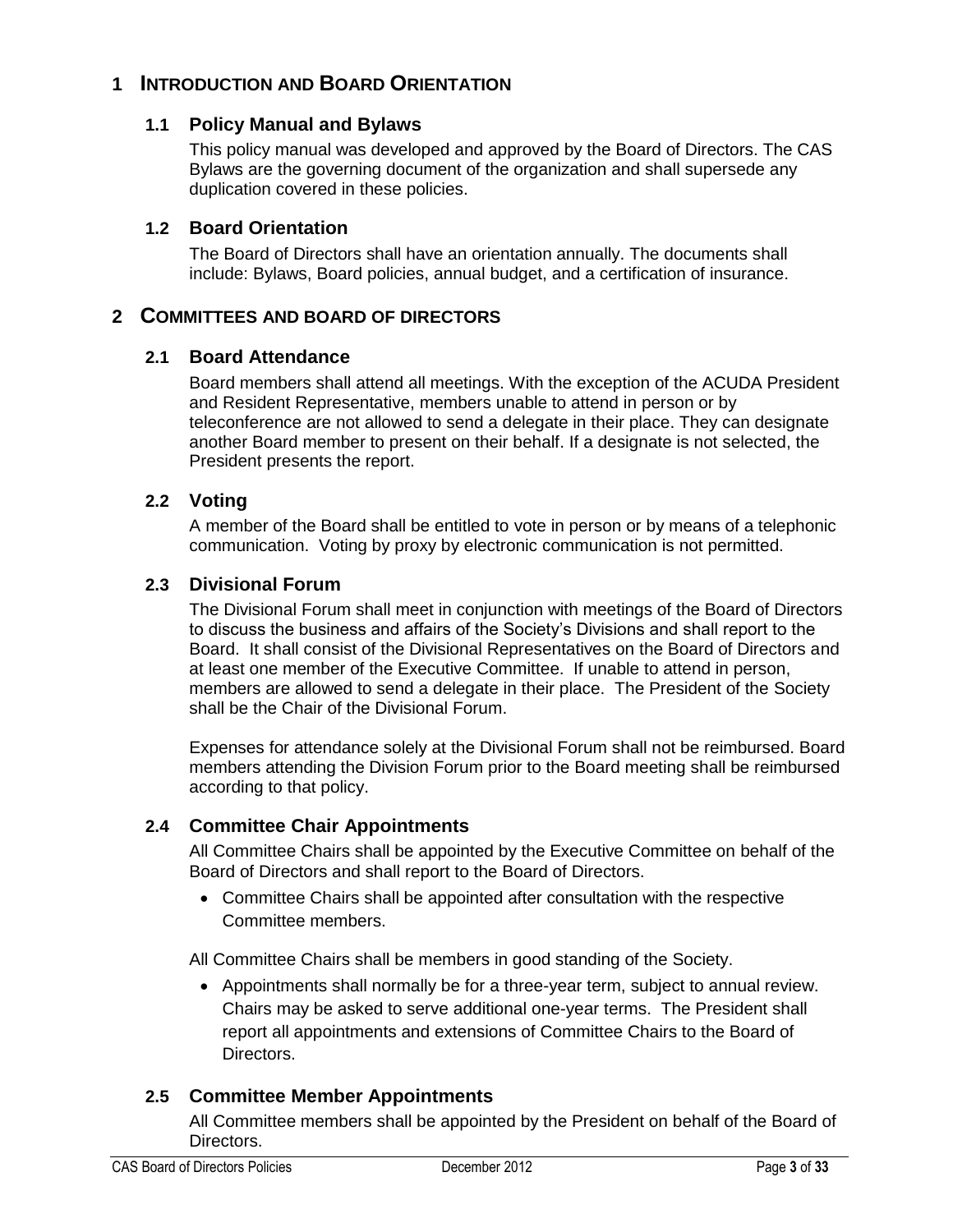# 1 Introduction and Board Orientation

## 1.1 Policy Manual and Bylaws

This policy manual was developed and approved by the Board of Directors. The CAS Bylaws are the governing document of the organization and shall supersede any duplication covered in these policies.

## 1.2 Board Orientation

The Board of Directors shall have an orientation annually. The documents shall include: Bylaws, Board policies, annual budget, and a certification of insurance.

# 2 Committees and Board of Directors

## 2.1 Board Attendance

Board members shall attend all meetings. With the exception of the ACUDA President and Resident Representative, members unable to attend in person or by teleconference are not allowed to send a delegate in their place. They can designate another Board member to present on their behalf. If a designate is not selected, the President presents the report.

## 2.2 Voting

A member of the Board shall be entitled to vote in person or by means of a telephonic communication. Voting by proxy by electronic communication is not permitted.

## 2.3 Divisional Forum

The Divisional Forum shall meet in conjunction with meetings of the Board of Directors to discuss the business and affairs of the Society's Divisions and shall report to the Board. It shall consist of the Divisional Representatives on the Board of Directors and at least one member of the Executive Committee. If unable to attend in person, members are allowed to send a delegate in their place. The President of the Society shall be the Chair of the Divisional Forum.

Expenses for attendance solely at the Divisional Forum shall not be reimbursed. Board members attending the Division Forum prior to the Board meeting shall be reimbursed according to that policy.

## 2.4 Committee Chair Appointments

All Committee Chairs shall be appointed by the Executive Committee on behalf of the Board of Directors and shall report to the Board of Directors.

- Committee Chairs shall be appointed after consultation with the respective Committee members.

All Committee Chairs shall be members in good standing of the Society.

- Appointments shall normally be for a three-year term, subject to annual review. Chairs may be asked to serve additional one-year terms. The President shall report all appointments and extensions of Committee Chairs to the Board of Directors.

## 2.5 Committee Member Appointments

All Committee members shall be appointed by the President on behalf of the Board of Directors.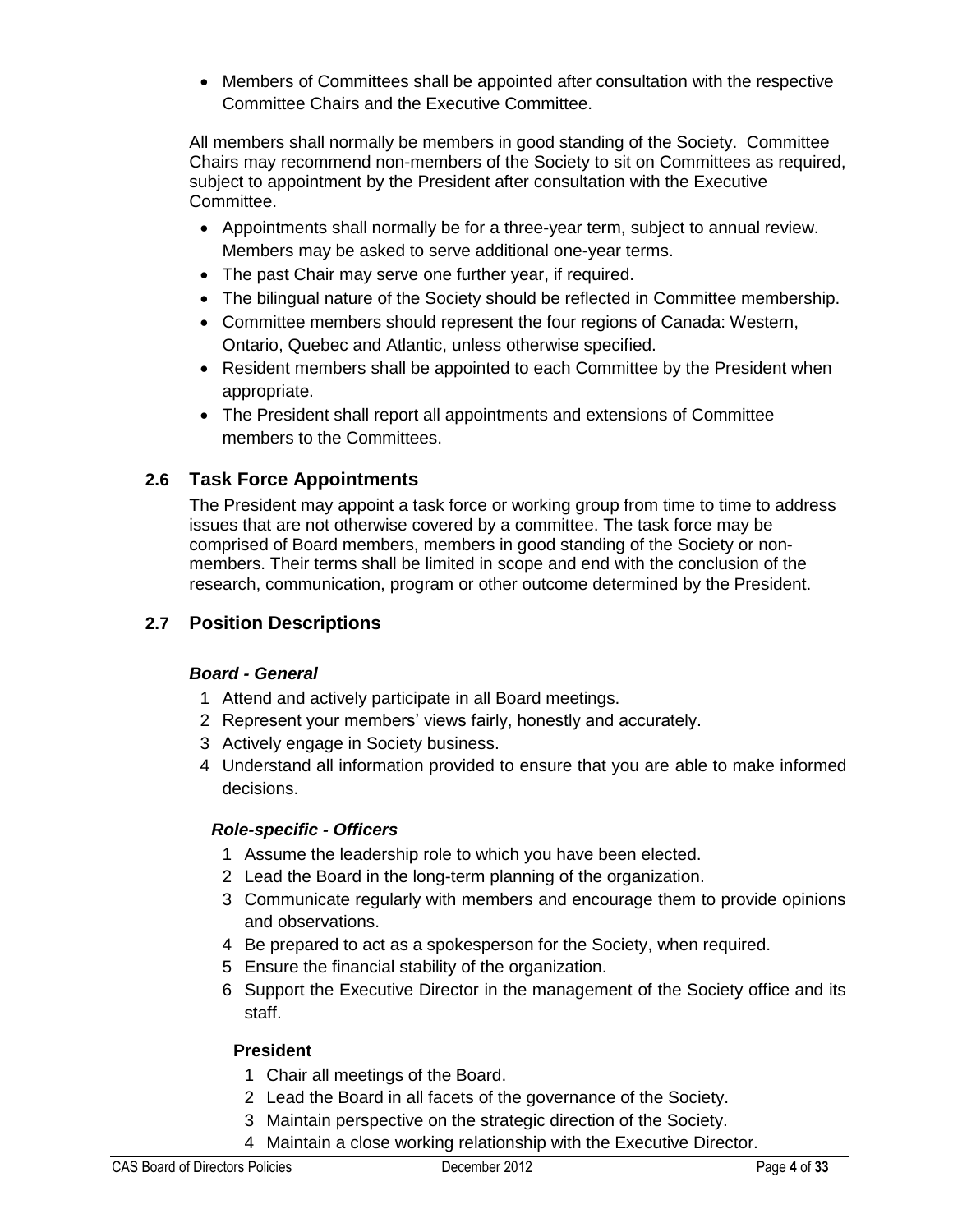- Members of Committees shall be appointed after consultation with the respective Committee Chairs and the Executive Committee.

All members shall normally be members in good standing of the Society. Committee Chairs may recommend non-members of the Society to sit on Committees as required, subject to appointment by the President after consultation with the Executive Committee.

- Appointments shall normally be for a three-year term, subject to annual review. Members may be asked to serve additional one-year terms.
- The past Chair may serve one further year, if required.
- The bilingual nature of the Society should be reflected in Committee membership.
- Committee members should represent the four regions of Canada: Western, Ontario, Quebec and Atlantic, unless otherwise specified.
- Resident members shall be appointed to each Committee by the President when appropriate.
- The President shall report all appointments and extensions of Committee members to the Committees.

## 2.6 Task Force Appointments

The President may appoint a task force or working group from time to time to address issues that are not otherwise covered by a committee. The task force may be comprised of Board members, members in good standing of the Society or non-members. Their terms shall be limited in scope and end with the conclusion of the research, communication, program or other outcome determined by the President.

## 2.7 Position Descriptions

### *Board - General*

1. Attend and actively participate in all Board meetings.
2. Represent your members' views fairly, honestly and accurately.
3. Actively engage in Society business.
4. Understand all information provided to ensure that you are able to make informed decisions.

### *Role-specific - Officers*

1. Assume the leadership role to which you have been elected.
2. Lead the Board in the long-term planning of the organization.
3. Communicate regularly with members and encourage them to provide opinions and observations.
4. Be prepared to act as a spokesperson for the Society, when required.
5. Ensure the financial stability of the organization.
6. Support the Executive Director in the management of the Society office and its staff.

#### President

1. Chair all meetings of the Board.
2. Lead the Board in all facets of the governance of the Society.
3. Maintain perspective on the strategic direction of the Society.
4. Maintain a close working relationship with the Executive Director.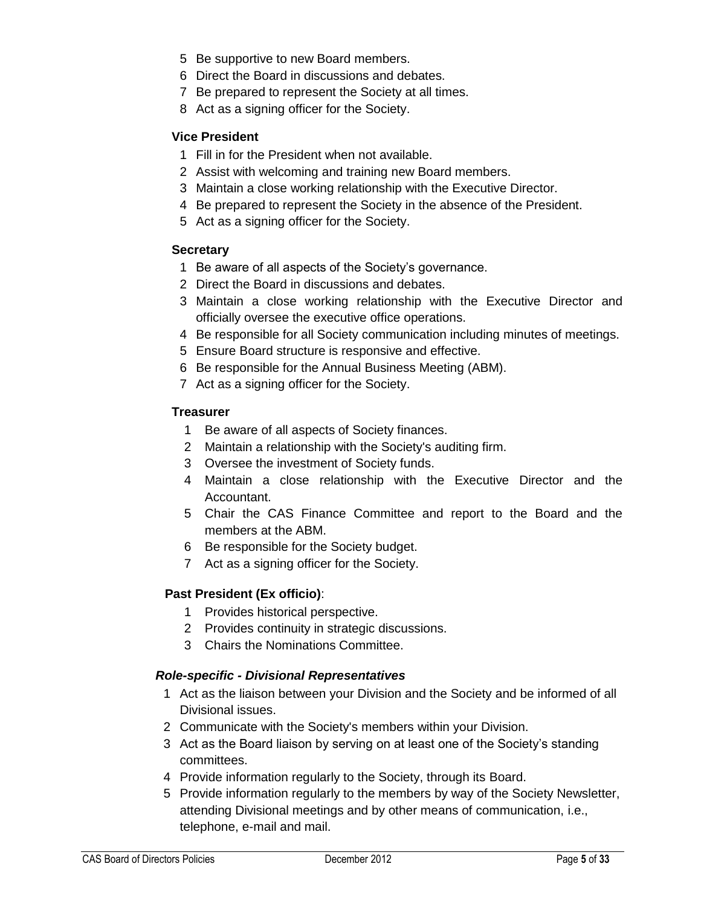5. Be supportive to new Board members.
6. Direct the Board in discussions and debates.
7. Be prepared to represent the Society at all times.
8. Act as a signing officer for the Society.

**Vice President**

1. Fill in for the President when not available.
2. Assist with welcoming and training new Board members.
3. Maintain a close working relationship with the Executive Director.
4. Be prepared to represent the Society in the absence of the President.
5. Act as a signing officer for the Society.

**Secretary**

1. Be aware of all aspects of the Society's governance.
2. Direct the Board in discussions and debates.
3. Maintain a close working relationship with the Executive Director and officially oversee the executive office operations.
4. Be responsible for all Society communication including minutes of meetings.
5. Ensure Board structure is responsive and effective.
6. Be responsible for the Annual Business Meeting (ABM).
7. Act as a signing officer for the Society.

**Treasurer**

1. Be aware of all aspects of Society finances.
2. Maintain a relationship with the Society's auditing firm.
3. Oversee the investment of Society funds.
4. Maintain a close relationship with the Executive Director and the Accountant.
5. Chair the CAS Finance Committee and report to the Board and the members at the ABM.
6. Be responsible for the Society budget.
7. Act as a signing officer for the Society.

**Past President (Ex officio)**:

1. Provides historical perspective.
2. Provides continuity in strategic discussions.
3. Chairs the Nominations Committee.

***Role-specific - Divisional Representatives***

1. Act as the liaison between your Division and the Society and be informed of all Divisional issues.
2. Communicate with the Society's members within your Division.
3. Act as the Board liaison by serving on at least one of the Society's standing committees.
4. Provide information regularly to the Society, through its Board.
5. Provide information regularly to the members by way of the Society Newsletter, attending Divisional meetings and by other means of communication, i.e., telephone, e-mail and mail.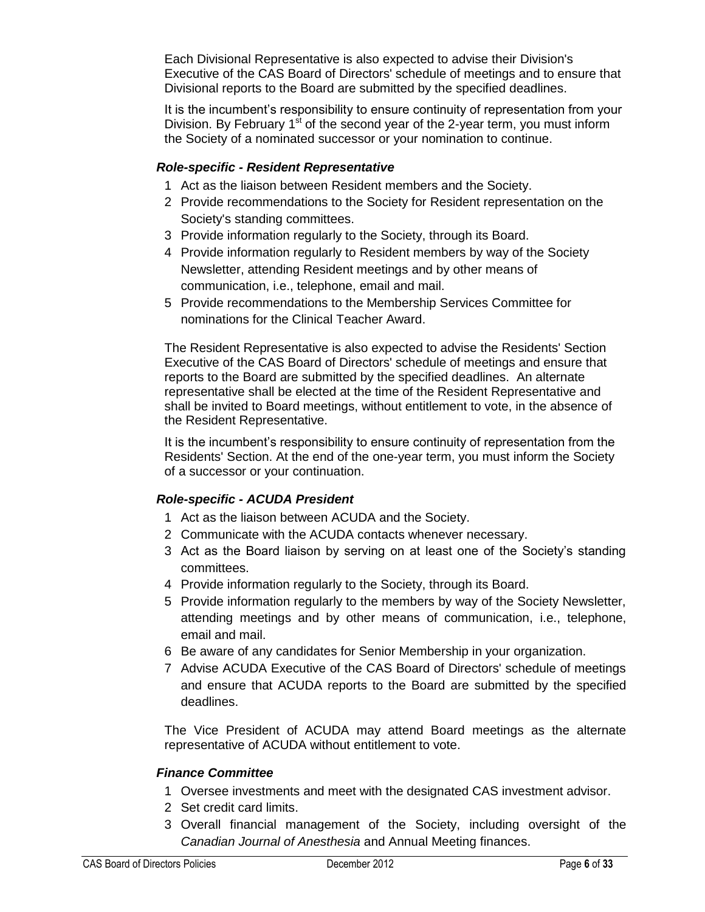Each Divisional Representative is also expected to advise their Division's Executive of the CAS Board of Directors' schedule of meetings and to ensure that Divisional reports to the Board are submitted by the specified deadlines.

It is the incumbent's responsibility to ensure continuity of representation from your Division. By February 1st of the second year of the 2-year term, you must inform the Society of a nominated successor or your nomination to continue.

### *Role-specific - Resident Representative*

1. Act as the liaison between Resident members and the Society.
2. Provide recommendations to the Society for Resident representation on the Society's standing committees.
3. Provide information regularly to the Society, through its Board.
4. Provide information regularly to Resident members by way of the Society Newsletter, attending Resident meetings and by other means of communication, i.e., telephone, email and mail.
5. Provide recommendations to the Membership Services Committee for nominations for the Clinical Teacher Award.

The Resident Representative is also expected to advise the Residents' Section Executive of the CAS Board of Directors' schedule of meetings and ensure that reports to the Board are submitted by the specified deadlines. An alternate representative shall be elected at the time of the Resident Representative and shall be invited to Board meetings, without entitlement to vote, in the absence of the Resident Representative.

It is the incumbent's responsibility to ensure continuity of representation from the Residents' Section. At the end of the one-year term, you must inform the Society of a successor or your continuation.

### *Role-specific - ACUDA President*

1. Act as the liaison between ACUDA and the Society.
2. Communicate with the ACUDA contacts whenever necessary.
3. Act as the Board liaison by serving on at least one of the Society's standing committees.
4. Provide information regularly to the Society, through its Board.
5. Provide information regularly to the members by way of the Society Newsletter, attending meetings and by other means of communication, i.e., telephone, email and mail.
6. Be aware of any candidates for Senior Membership in your organization.
7. Advise ACUDA Executive of the CAS Board of Directors' schedule of meetings and ensure that ACUDA reports to the Board are submitted by the specified deadlines.

The Vice President of ACUDA may attend Board meetings as the alternate representative of ACUDA without entitlement to vote.

### *Finance Committee*

1. Oversee investments and meet with the designated CAS investment advisor.
2. Set credit card limits.
3. Overall financial management of the Society, including oversight of the *Canadian Journal of Anesthesia* and Annual Meeting finances.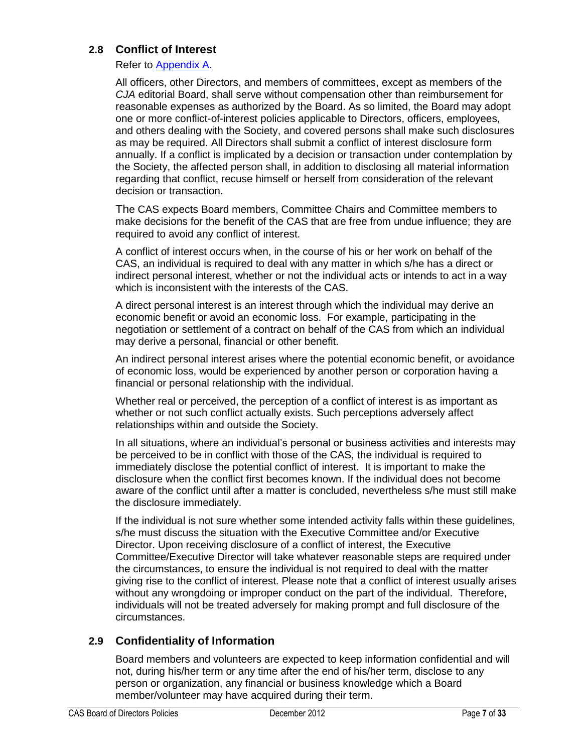## 2.8 Conflict of Interest

Refer to [Appendix A](#).

All officers, other Directors, and members of committees, except as members of the *CJA* editorial Board, shall serve without compensation other than reimbursement for reasonable expenses as authorized by the Board. As so limited, the Board may adopt one or more conflict-of-interest policies applicable to Directors, officers, employees, and others dealing with the Society, and covered persons shall make such disclosures as may be required. All Directors shall submit a conflict of interest disclosure form annually. If a conflict is implicated by a decision or transaction under contemplation by the Society, the affected person shall, in addition to disclosing all material information regarding that conflict, recuse himself or herself from consideration of the relevant decision or transaction.

The CAS expects Board members, Committee Chairs and Committee members to make decisions for the benefit of the CAS that are free from undue influence; they are required to avoid any conflict of interest.

A conflict of interest occurs when, in the course of his or her work on behalf of the CAS, an individual is required to deal with any matter in which s/he has a direct or indirect personal interest, whether or not the individual acts or intends to act in a way which is inconsistent with the interests of the CAS.

A direct personal interest is an interest through which the individual may derive an economic benefit or avoid an economic loss. For example, participating in the negotiation or settlement of a contract on behalf of the CAS from which an individual may derive a personal, financial or other benefit.

An indirect personal interest arises where the potential economic benefit, or avoidance of economic loss, would be experienced by another person or corporation having a financial or personal relationship with the individual.

Whether real or perceived, the perception of a conflict of interest is as important as whether or not such conflict actually exists. Such perceptions adversely affect relationships within and outside the Society.

In all situations, where an individual's personal or business activities and interests may be perceived to be in conflict with those of the CAS, the individual is required to immediately disclose the potential conflict of interest. It is important to make the disclosure when the conflict first becomes known. If the individual does not become aware of the conflict until after a matter is concluded, nevertheless s/he must still make the disclosure immediately.

If the individual is not sure whether some intended activity falls within these guidelines, s/he must discuss the situation with the Executive Committee and/or Executive Director. Upon receiving disclosure of a conflict of interest, the Executive Committee/Executive Director will take whatever reasonable steps are required under the circumstances, to ensure the individual is not required to deal with the matter giving rise to the conflict of interest. Please note that a conflict of interest usually arises without any wrongdoing or improper conduct on the part of the individual. Therefore, individuals will not be treated adversely for making prompt and full disclosure of the circumstances.

## 2.9 Confidentiality of Information

Board members and volunteers are expected to keep information confidential and will not, during his/her term or any time after the end of his/her term, disclose to any person or organization, any financial or business knowledge which a Board member/volunteer may have acquired during their term.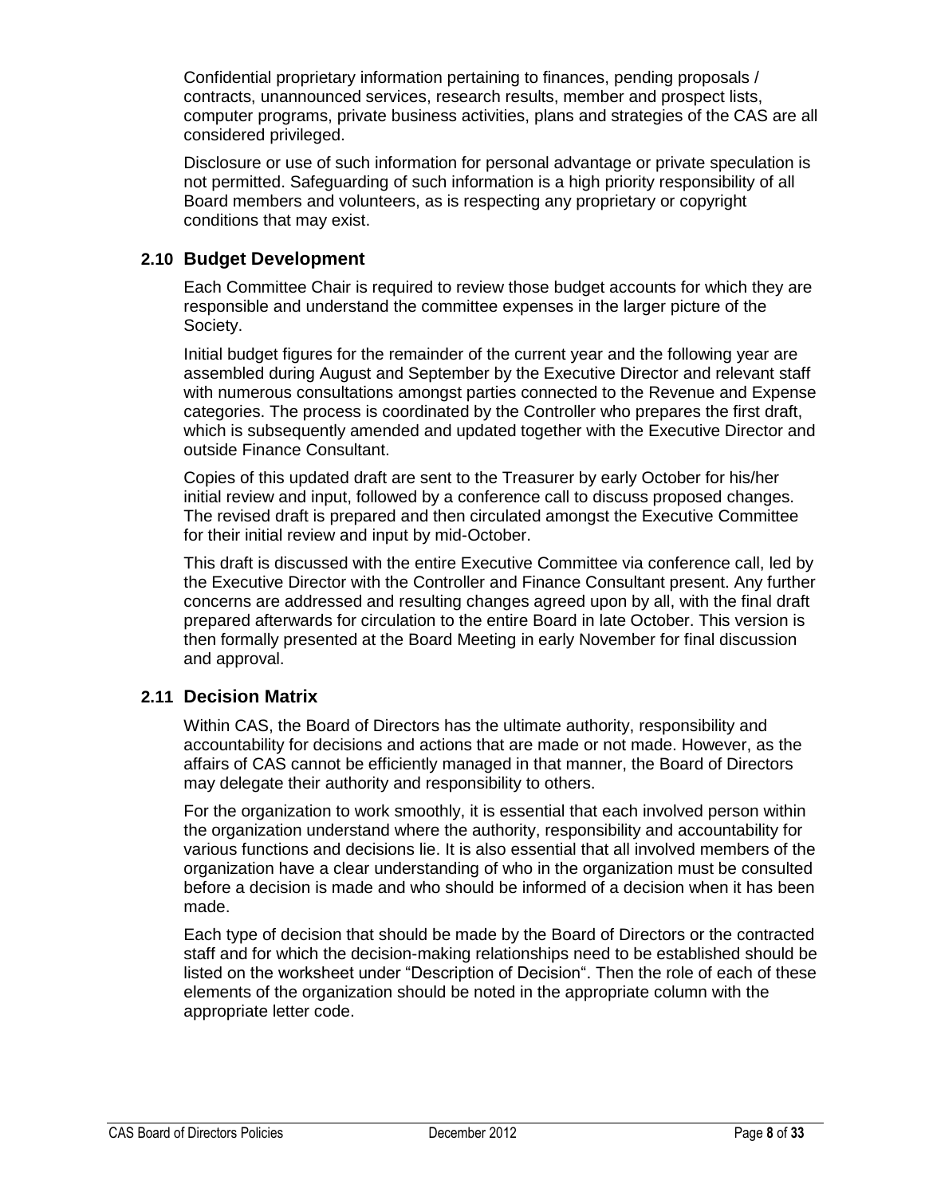Confidential proprietary information pertaining to finances, pending proposals / contracts, unannounced services, research results, member and prospect lists, computer programs, private business activities, plans and strategies of the CAS are all considered privileged.

Disclosure or use of such information for personal advantage or private speculation is not permitted. Safeguarding of such information is a high priority responsibility of all Board members and volunteers, as is respecting any proprietary or copyright conditions that may exist.

## 2.10 Budget Development

Each Committee Chair is required to review those budget accounts for which they are responsible and understand the committee expenses in the larger picture of the Society.

Initial budget figures for the remainder of the current year and the following year are assembled during August and September by the Executive Director and relevant staff with numerous consultations amongst parties connected to the Revenue and Expense categories. The process is coordinated by the Controller who prepares the first draft, which is subsequently amended and updated together with the Executive Director and outside Finance Consultant.

Copies of this updated draft are sent to the Treasurer by early October for his/her initial review and input, followed by a conference call to discuss proposed changes. The revised draft is prepared and then circulated amongst the Executive Committee for their initial review and input by mid-October.

This draft is discussed with the entire Executive Committee via conference call, led by the Executive Director with the Controller and Finance Consultant present. Any further concerns are addressed and resulting changes agreed upon by all, with the final draft prepared afterwards for circulation to the entire Board in late October. This version is then formally presented at the Board Meeting in early November for final discussion and approval.

## 2.11 Decision Matrix

Within CAS, the Board of Directors has the ultimate authority, responsibility and accountability for decisions and actions that are made or not made. However, as the affairs of CAS cannot be efficiently managed in that manner, the Board of Directors may delegate their authority and responsibility to others.

For the organization to work smoothly, it is essential that each involved person within the organization understand where the authority, responsibility and accountability for various functions and decisions lie. It is also essential that all involved members of the organization have a clear understanding of who in the organization must be consulted before a decision is made and who should be informed of a decision when it has been made.

Each type of decision that should be made by the Board of Directors or the contracted staff and for which the decision-making relationships need to be established should be listed on the worksheet under "Description of Decision". Then the role of each of these elements of the organization should be noted in the appropriate column with the appropriate letter code.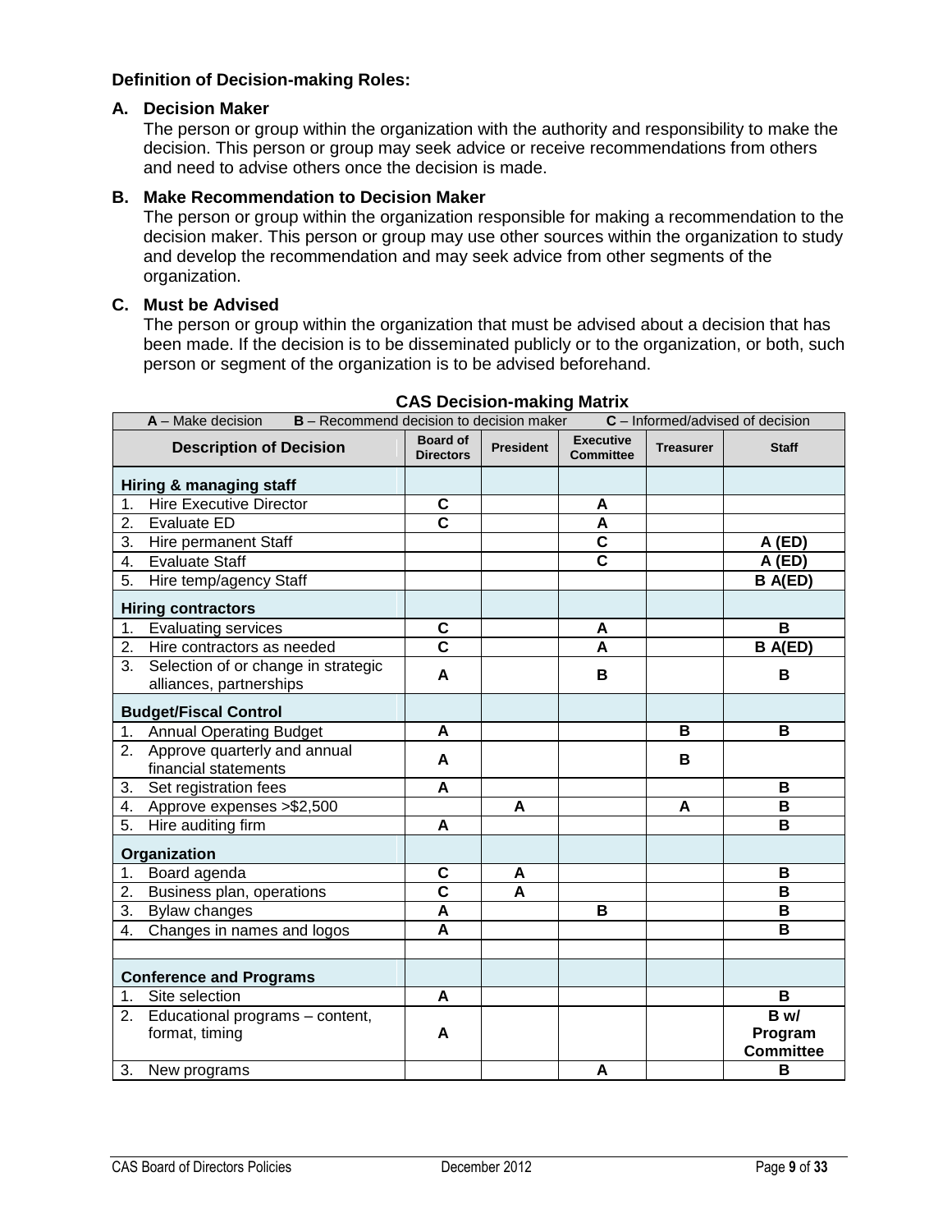**Definition of Decision-making Roles:**

**A. Decision Maker**

The person or group within the organization with the authority and responsibility to make the decision. This person or group may seek advice or receive recommendations from others and need to advise others once the decision is made.

**B. Make Recommendation to Decision Maker**

The person or group within the organization responsible for making a recommendation to the decision maker. This person or group may use other sources within the organization to study and develop the recommendation and may seek advice from other segments of the organization.

**C. Must be Advised**

The person or group within the organization that must be advised about a decision that has been made. If the decision is to be disseminated publicly or to the organization, or both, such person or segment of the organization is to be advised beforehand.

**CAS Decision-making Matrix**

**A** – Make decision **B** – Recommend decision to decision maker **C** – Informed/advised of decision

| Description of Decision | Board of Directors | President | Executive Committee | Treasurer | Staff |
|---|---|---|---|---|---|
| **Hiring & managing staff** | | | | | |
| 1. Hire Executive Director | C | | A | | |
| 2. Evaluate ED | C | | A | | |
| 3. Hire permanent Staff | | | C | | A (ED) |
| 4. Evaluate Staff | | | C | | A (ED) |
| 5. Hire temp/agency Staff | | | | | B A(ED) |
| **Hiring contractors** | | | | | |
| 1. Evaluating services | C | | A | | B |
| 2. Hire contractors as needed | C | | A | | B A(ED) |
| 3. Selection of or change in strategic alliances, partnerships | A | | B | | B |
| **Budget/Fiscal Control** | | | | | |
| 1. Annual Operating Budget | A | | | B | B |
| 2. Approve quarterly and annual financial statements | A | | | B | |
| 3. Set registration fees | A | | | | B |
| 4. Approve expenses >$2,500 | | A | | A | B |
| 5. Hire auditing firm | A | | | | B |
| **Organization** | | | | | |
| 1. Board agenda | C | A | | | B |
| 2. Business plan, operations | C | A | | | B |
| 3. Bylaw changes | A | | B | | B |
| 4. Changes in names and logos | A | | | | B |
| | | | | | |
| **Conference and Programs** | | | | | |
| 1. Site selection | A | | | | B |
| 2. Educational programs – content, format, timing | A | | | | B w/ Program Committee |
| 3. New programs | | | A | | B |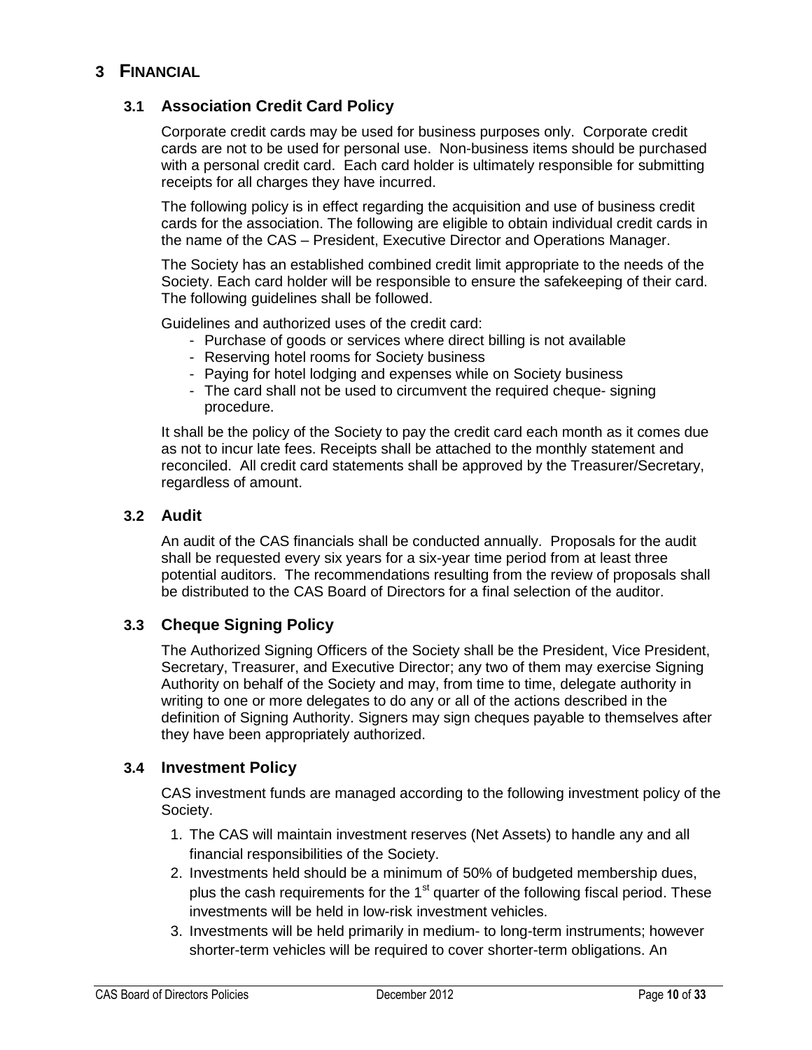# 3 FINANCIAL

## 3.1 Association Credit Card Policy

Corporate credit cards may be used for business purposes only. Corporate credit cards are not to be used for personal use. Non-business items should be purchased with a personal credit card. Each card holder is ultimately responsible for submitting receipts for all charges they have incurred.

The following policy is in effect regarding the acquisition and use of business credit cards for the association. The following are eligible to obtain individual credit cards in the name of the CAS – President, Executive Director and Operations Manager.

The Society has an established combined credit limit appropriate to the needs of the Society. Each card holder will be responsible to ensure the safekeeping of their card. The following guidelines shall be followed.

Guidelines and authorized uses of the credit card:

- Purchase of goods or services where direct billing is not available
- Reserving hotel rooms for Society business
- Paying for hotel lodging and expenses while on Society business
- The card shall not be used to circumvent the required cheque- signing procedure.

It shall be the policy of the Society to pay the credit card each month as it comes due as not to incur late fees. Receipts shall be attached to the monthly statement and reconciled. All credit card statements shall be approved by the Treasurer/Secretary, regardless of amount.

## 3.2 Audit

An audit of the CAS financials shall be conducted annually. Proposals for the audit shall be requested every six years for a six-year time period from at least three potential auditors. The recommendations resulting from the review of proposals shall be distributed to the CAS Board of Directors for a final selection of the auditor.

## 3.3 Cheque Signing Policy

The Authorized Signing Officers of the Society shall be the President, Vice President, Secretary, Treasurer, and Executive Director; any two of them may exercise Signing Authority on behalf of the Society and may, from time to time, delegate authority in writing to one or more delegates to do any or all of the actions described in the definition of Signing Authority. Signers may sign cheques payable to themselves after they have been appropriately authorized.

## 3.4 Investment Policy

CAS investment funds are managed according to the following investment policy of the Society.

1. The CAS will maintain investment reserves (Net Assets) to handle any and all financial responsibilities of the Society.
2. Investments held should be a minimum of 50% of budgeted membership dues, plus the cash requirements for the 1st quarter of the following fiscal period. These investments will be held in low-risk investment vehicles.
3. Investments will be held primarily in medium- to long-term instruments; however shorter-term vehicles will be required to cover shorter-term obligations. An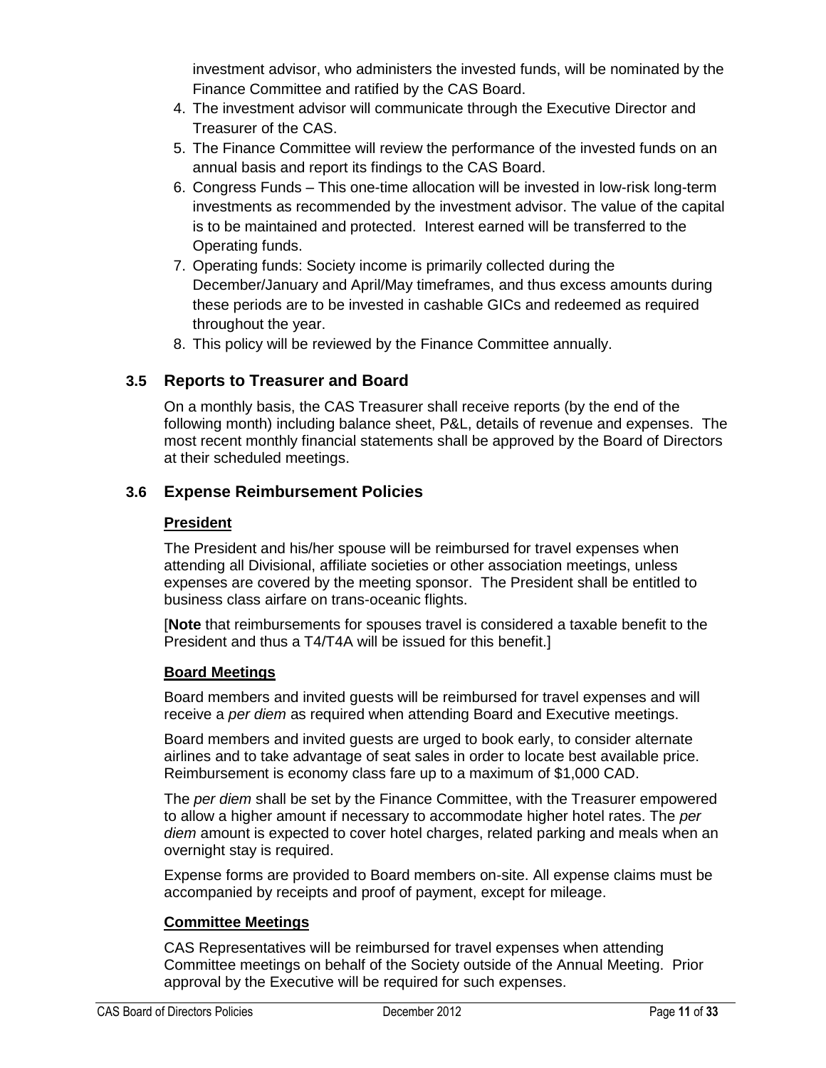investment advisor, who administers the invested funds, will be nominated by the Finance Committee and ratified by the CAS Board.

4. The investment advisor will communicate through the Executive Director and Treasurer of the CAS.
5. The Finance Committee will review the performance of the invested funds on an annual basis and report its findings to the CAS Board.
6. Congress Funds – This one-time allocation will be invested in low-risk long-term investments as recommended by the investment advisor. The value of the capital is to be maintained and protected. Interest earned will be transferred to the Operating funds.
7. Operating funds: Society income is primarily collected during the December/January and April/May timeframes, and thus excess amounts during these periods are to be invested in cashable GICs and redeemed as required throughout the year.
8. This policy will be reviewed by the Finance Committee annually.

### 3.5 Reports to Treasurer and Board

On a monthly basis, the CAS Treasurer shall receive reports (by the end of the following month) including balance sheet, P&L, details of revenue and expenses. The most recent monthly financial statements shall be approved by the Board of Directors at their scheduled meetings.

### 3.6 Expense Reimbursement Policies

**President**

The President and his/her spouse will be reimbursed for travel expenses when attending all Divisional, affiliate societies or other association meetings, unless expenses are covered by the meeting sponsor. The President shall be entitled to business class airfare on trans-oceanic flights.

[**Note** that reimbursements for spouses travel is considered a taxable benefit to the President and thus a T4/T4A will be issued for this benefit.]

**Board Meetings**

Board members and invited guests will be reimbursed for travel expenses and will receive a *per diem* as required when attending Board and Executive meetings.

Board members and invited guests are urged to book early, to consider alternate airlines and to take advantage of seat sales in order to locate best available price. Reimbursement is economy class fare up to a maximum of $1,000 CAD.

The *per diem* shall be set by the Finance Committee, with the Treasurer empowered to allow a higher amount if necessary to accommodate higher hotel rates. The *per diem* amount is expected to cover hotel charges, related parking and meals when an overnight stay is required.

Expense forms are provided to Board members on-site. All expense claims must be accompanied by receipts and proof of payment, except for mileage.

**Committee Meetings**

CAS Representatives will be reimbursed for travel expenses when attending Committee meetings on behalf of the Society outside of the Annual Meeting. Prior approval by the Executive will be required for such expenses.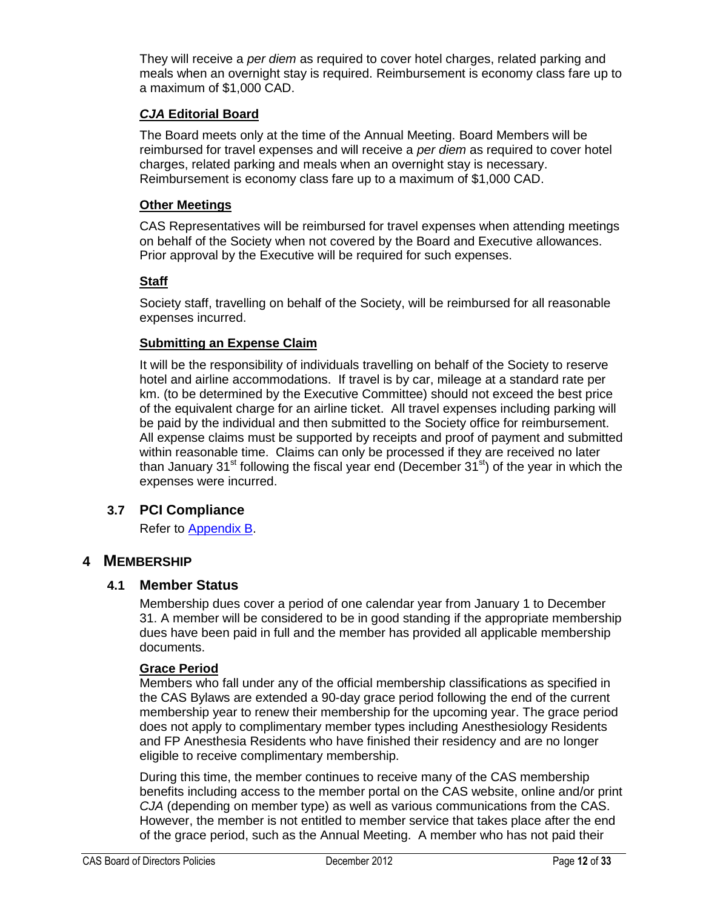They will receive a *per diem* as required to cover hotel charges, related parking and meals when an overnight stay is required. Reimbursement is economy class fare up to a maximum of $1,000 CAD.

**<u>*CJA* Editorial Board</u>**

The Board meets only at the time of the Annual Meeting. Board Members will be reimbursed for travel expenses and will receive a *per diem* as required to cover hotel charges, related parking and meals when an overnight stay is necessary. Reimbursement is economy class fare up to a maximum of $1,000 CAD.

**<u>Other Meetings</u>**

CAS Representatives will be reimbursed for travel expenses when attending meetings on behalf of the Society when not covered by the Board and Executive allowances. Prior approval by the Executive will be required for such expenses.

**<u>Staff</u>**

Society staff, travelling on behalf of the Society, will be reimbursed for all reasonable expenses incurred.

**<u>Submitting an Expense Claim</u>**

It will be the responsibility of individuals travelling on behalf of the Society to reserve hotel and airline accommodations. If travel is by car, mileage at a standard rate per km. (to be determined by the Executive Committee) should not exceed the best price of the equivalent charge for an airline ticket. All travel expenses including parking will be paid by the individual and then submitted to the Society office for reimbursement. All expense claims must be supported by receipts and proof of payment and submitted within reasonable time. Claims can only be processed if they are received no later than January 31st following the fiscal year end (December 31st) of the year in which the expenses were incurred.

### 3.7 PCI Compliance

Refer to [Appendix B](#).

## 4 MEMBERSHIP

### 4.1 Member Status

Membership dues cover a period of one calendar year from January 1 to December 31. A member will be considered to be in good standing if the appropriate membership dues have been paid in full and the member has provided all applicable membership documents.

**<u>Grace Period</u>**

Members who fall under any of the official membership classifications as specified in the CAS Bylaws are extended a 90-day grace period following the end of the current membership year to renew their membership for the upcoming year. The grace period does not apply to complimentary member types including Anesthesiology Residents and FP Anesthesia Residents who have finished their residency and are no longer eligible to receive complimentary membership.

During this time, the member continues to receive many of the CAS membership benefits including access to the member portal on the CAS website, online and/or print *CJA* (depending on member type) as well as various communications from the CAS. However, the member is not entitled to member service that takes place after the end of the grace period, such as the Annual Meeting. A member who has not paid their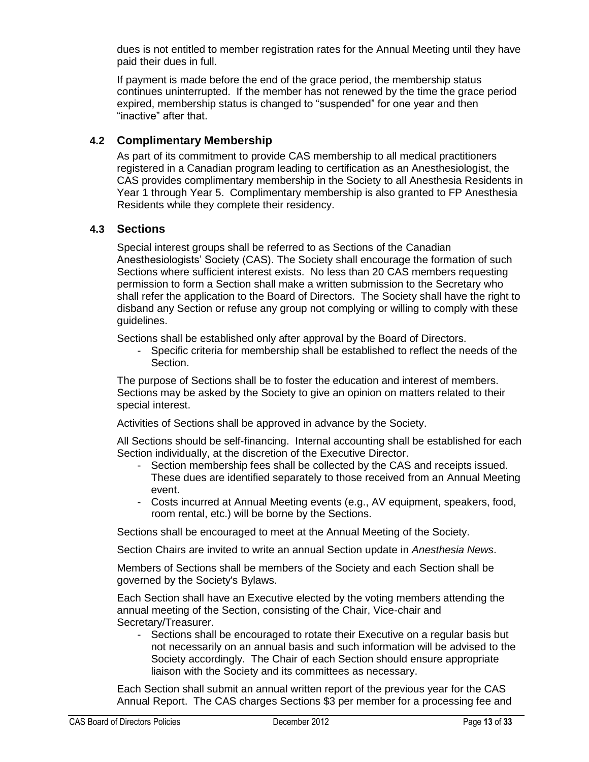dues is not entitled to member registration rates for the Annual Meeting until they have paid their dues in full.

If payment is made before the end of the grace period, the membership status continues uninterrupted. If the member has not renewed by the time the grace period expired, membership status is changed to "suspended" for one year and then "inactive" after that.

## 4.2 Complimentary Membership

As part of its commitment to provide CAS membership to all medical practitioners registered in a Canadian program leading to certification as an Anesthesiologist, the CAS provides complimentary membership in the Society to all Anesthesia Residents in Year 1 through Year 5. Complimentary membership is also granted to FP Anesthesia Residents while they complete their residency.

## 4.3 Sections

Special interest groups shall be referred to as Sections of the Canadian Anesthesiologists' Society (CAS). The Society shall encourage the formation of such Sections where sufficient interest exists. No less than 20 CAS members requesting permission to form a Section shall make a written submission to the Secretary who shall refer the application to the Board of Directors. The Society shall have the right to disband any Section or refuse any group not complying or willing to comply with these guidelines.

Sections shall be established only after approval by the Board of Directors.

- Specific criteria for membership shall be established to reflect the needs of the Section.

The purpose of Sections shall be to foster the education and interest of members. Sections may be asked by the Society to give an opinion on matters related to their special interest.

Activities of Sections shall be approved in advance by the Society.

All Sections should be self-financing. Internal accounting shall be established for each Section individually, at the discretion of the Executive Director.

- Section membership fees shall be collected by the CAS and receipts issued. These dues are identified separately to those received from an Annual Meeting event.
- Costs incurred at Annual Meeting events (e.g., AV equipment, speakers, food, room rental, etc.) will be borne by the Sections.

Sections shall be encouraged to meet at the Annual Meeting of the Society.

Section Chairs are invited to write an annual Section update in *Anesthesia News*.

Members of Sections shall be members of the Society and each Section shall be governed by the Society's Bylaws.

Each Section shall have an Executive elected by the voting members attending the annual meeting of the Section, consisting of the Chair, Vice-chair and Secretary/Treasurer.

- Sections shall be encouraged to rotate their Executive on a regular basis but not necessarily on an annual basis and such information will be advised to the Society accordingly. The Chair of each Section should ensure appropriate liaison with the Society and its committees as necessary.

Each Section shall submit an annual written report of the previous year for the CAS Annual Report. The CAS charges Sections $3 per member for a processing fee and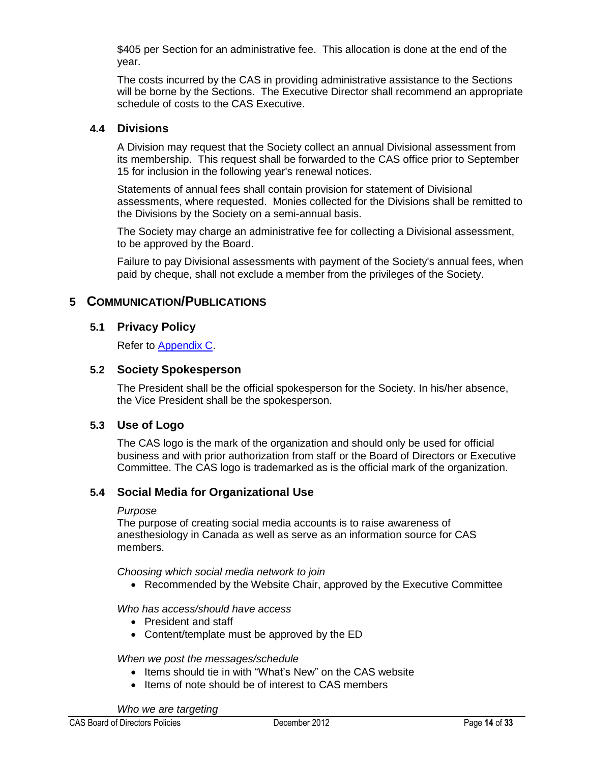$405 per Section for an administrative fee. This allocation is done at the end of the year.

The costs incurred by the CAS in providing administrative assistance to the Sections will be borne by the Sections. The Executive Director shall recommend an appropriate schedule of costs to the CAS Executive.

### 4.4 Divisions

A Division may request that the Society collect an annual Divisional assessment from its membership. This request shall be forwarded to the CAS office prior to September 15 for inclusion in the following year's renewal notices.

Statements of annual fees shall contain provision for statement of Divisional assessments, where requested. Monies collected for the Divisions shall be remitted to the Divisions by the Society on a semi-annual basis.

The Society may charge an administrative fee for collecting a Divisional assessment, to be approved by the Board.

Failure to pay Divisional assessments with payment of the Society's annual fees, when paid by cheque, shall not exclude a member from the privileges of the Society.

## 5 Communication/Publications

### 5.1 Privacy Policy

Refer to Appendix C.

### 5.2 Society Spokesperson

The President shall be the official spokesperson for the Society. In his/her absence, the Vice President shall be the spokesperson.

### 5.3 Use of Logo

The CAS logo is the mark of the organization and should only be used for official business and with prior authorization from staff or the Board of Directors or Executive Committee. The CAS logo is trademarked as is the official mark of the organization.

### 5.4 Social Media for Organizational Use

*Purpose*
The purpose of creating social media accounts is to raise awareness of anesthesiology in Canada as well as serve as an information source for CAS members.

*Choosing which social media network to join*

- Recommended by the Website Chair, approved by the Executive Committee

*Who has access/should have access*

- President and staff
- Content/template must be approved by the ED

*When we post the messages/schedule*

- Items should tie in with "What's New" on the CAS website
- Items of note should be of interest to CAS members

*Who we are targeting*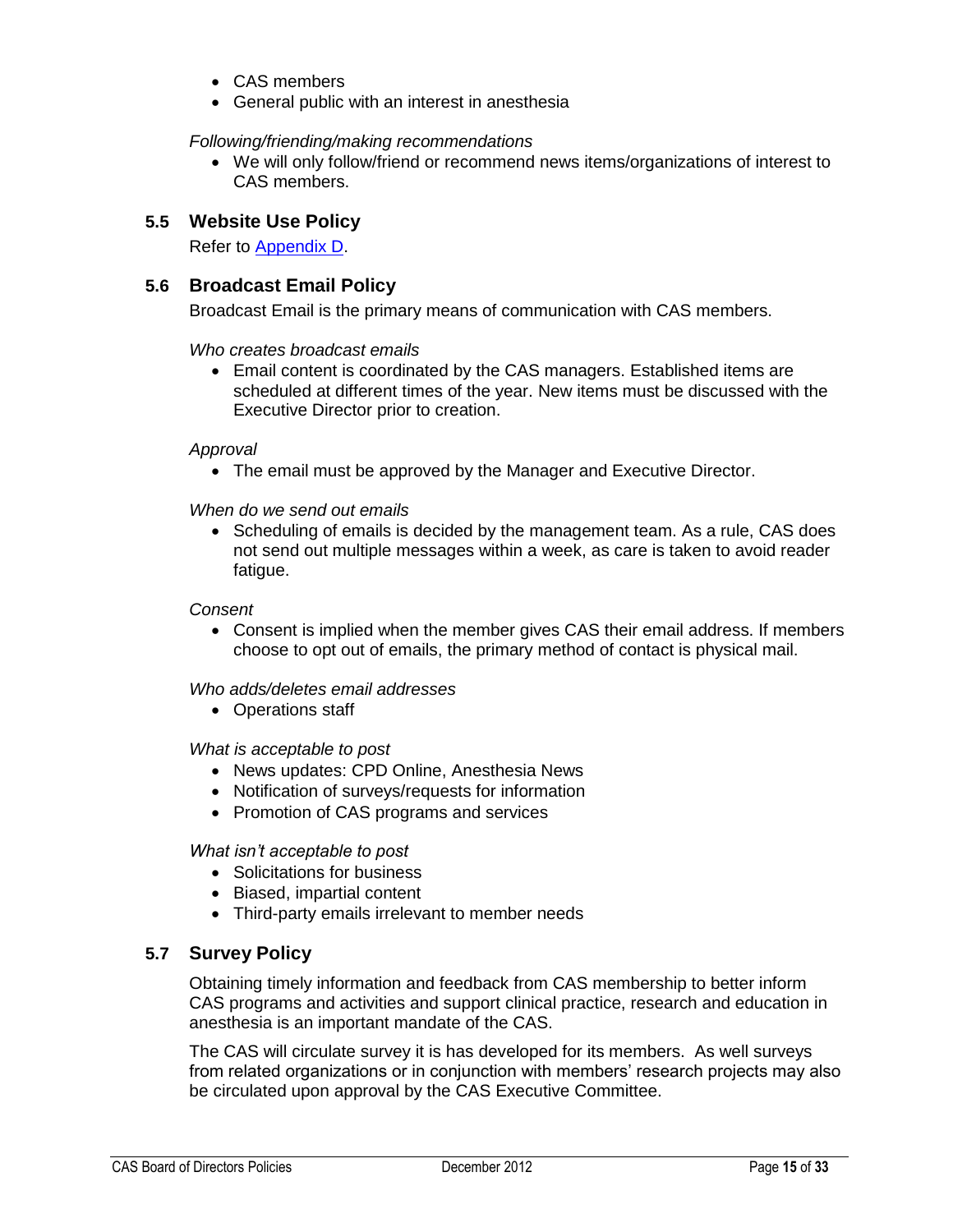- CAS members
- General public with an interest in anesthesia

*Following/friending/making recommendations*

- We will only follow/friend or recommend news items/organizations of interest to CAS members.

### 5.5 Website Use Policy

Refer to [Appendix D](#).

### 5.6 Broadcast Email Policy

Broadcast Email is the primary means of communication with CAS members.

*Who creates broadcast emails*

- Email content is coordinated by the CAS managers. Established items are scheduled at different times of the year. New items must be discussed with the Executive Director prior to creation.

*Approval*

- The email must be approved by the Manager and Executive Director.

*When do we send out emails*

- Scheduling of emails is decided by the management team. As a rule, CAS does not send out multiple messages within a week, as care is taken to avoid reader fatigue.

*Consent*

- Consent is implied when the member gives CAS their email address. If members choose to opt out of emails, the primary method of contact is physical mail.

*Who adds/deletes email addresses*

- Operations staff

*What is acceptable to post*

- News updates: CPD Online, Anesthesia News
- Notification of surveys/requests for information
- Promotion of CAS programs and services

*What isn't acceptable to post*

- Solicitations for business
- Biased, impartial content
- Third-party emails irrelevant to member needs

### 5.7 Survey Policy

Obtaining timely information and feedback from CAS membership to better inform CAS programs and activities and support clinical practice, research and education in anesthesia is an important mandate of the CAS.

The CAS will circulate survey it is has developed for its members. As well surveys from related organizations or in conjunction with members' research projects may also be circulated upon approval by the CAS Executive Committee.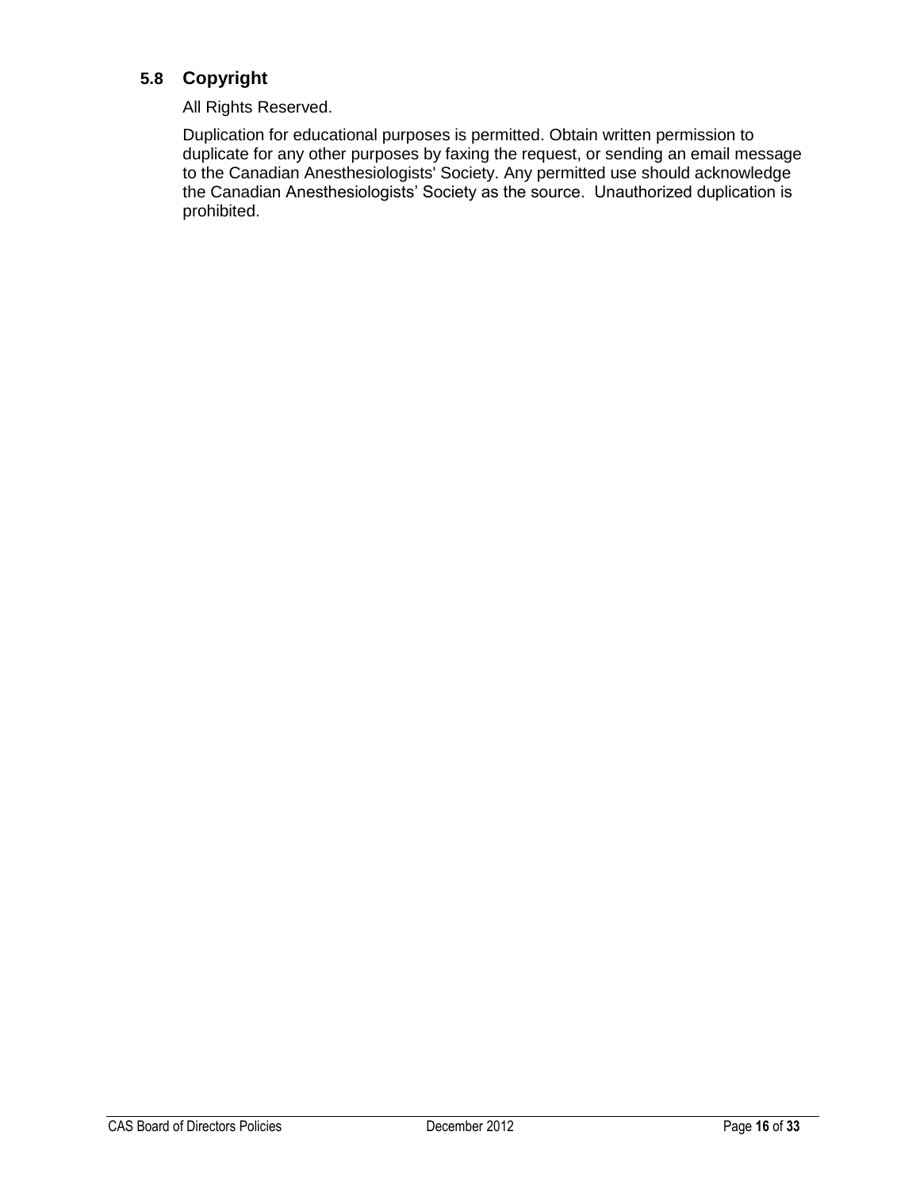### 5.8 Copyright

All Rights Reserved.

Duplication for educational purposes is permitted. Obtain written permission to duplicate for any other purposes by faxing the request, or sending an email message to the Canadian Anesthesiologists' Society. Any permitted use should acknowledge the Canadian Anesthesiologists' Society as the source. Unauthorized duplication is prohibited.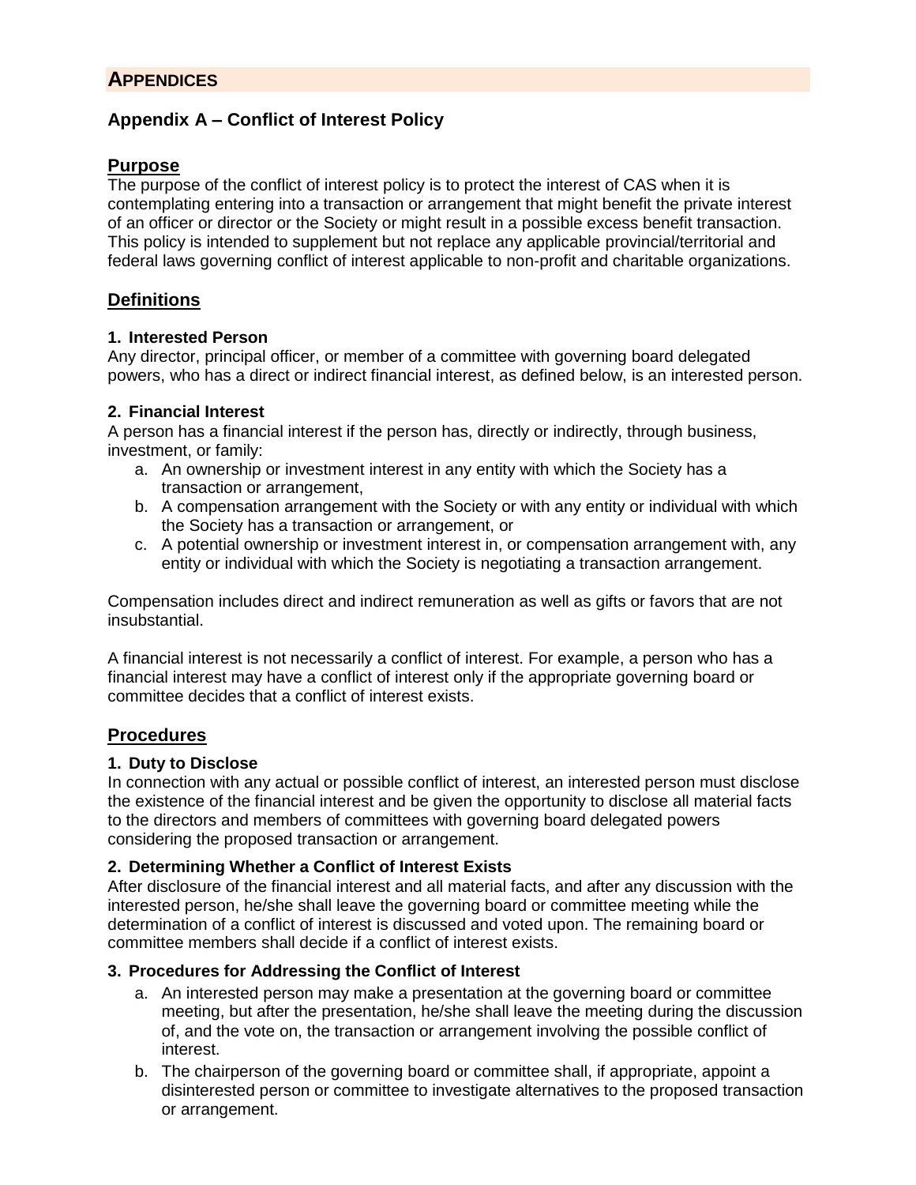# APPENDICES

## Appendix A – Conflict of Interest Policy

### Purpose

The purpose of the conflict of interest policy is to protect the interest of CAS when it is contemplating entering into a transaction or arrangement that might benefit the private interest of an officer or director or the Society or might result in a possible excess benefit transaction. This policy is intended to supplement but not replace any applicable provincial/territorial and federal laws governing conflict of interest applicable to non-profit and charitable organizations.

### Definitions

**1. Interested Person**

Any director, principal officer, or member of a committee with governing board delegated powers, who has a direct or indirect financial interest, as defined below, is an interested person.

**2. Financial Interest**

A person has a financial interest if the person has, directly or indirectly, through business, investment, or family:

a. An ownership or investment interest in any entity with which the Society has a transaction or arrangement,
b. A compensation arrangement with the Society or with any entity or individual with which the Society has a transaction or arrangement, or
c. A potential ownership or investment interest in, or compensation arrangement with, any entity or individual with which the Society is negotiating a transaction arrangement.

Compensation includes direct and indirect remuneration as well as gifts or favors that are not insubstantial.

A financial interest is not necessarily a conflict of interest. For example, a person who has a financial interest may have a conflict of interest only if the appropriate governing board or committee decides that a conflict of interest exists.

### Procedures

**1. Duty to Disclose**

In connection with any actual or possible conflict of interest, an interested person must disclose the existence of the financial interest and be given the opportunity to disclose all material facts to the directors and members of committees with governing board delegated powers considering the proposed transaction or arrangement.

**2. Determining Whether a Conflict of Interest Exists**

After disclosure of the financial interest and all material facts, and after any discussion with the interested person, he/she shall leave the governing board or committee meeting while the determination of a conflict of interest is discussed and voted upon. The remaining board or committee members shall decide if a conflict of interest exists.

**3. Procedures for Addressing the Conflict of Interest**

a. An interested person may make a presentation at the governing board or committee meeting, but after the presentation, he/she shall leave the meeting during the discussion of, and the vote on, the transaction or arrangement involving the possible conflict of interest.
b. The chairperson of the governing board or committee shall, if appropriate, appoint a disinterested person or committee to investigate alternatives to the proposed transaction or arrangement.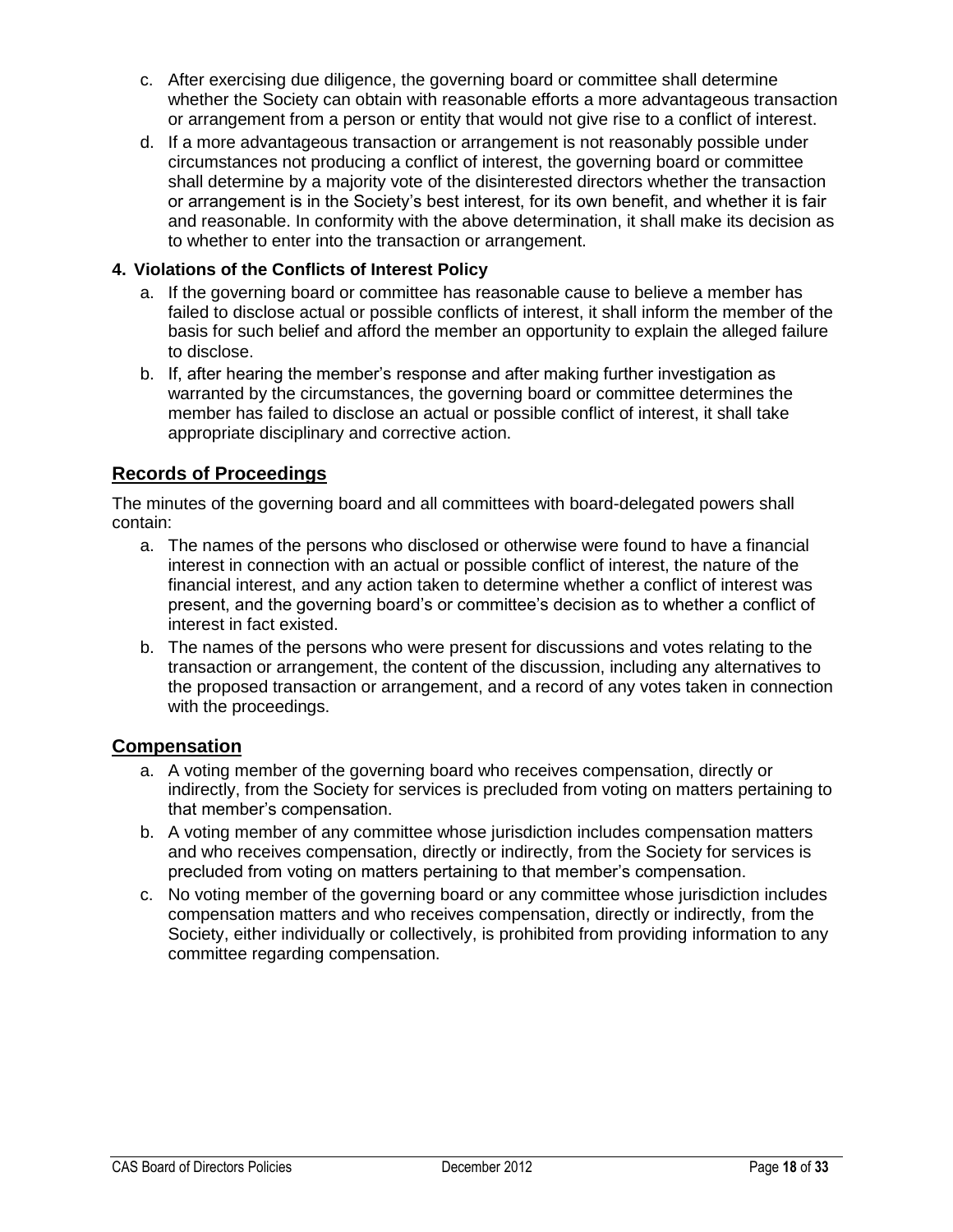c. After exercising due diligence, the governing board or committee shall determine whether the Society can obtain with reasonable efforts a more advantageous transaction or arrangement from a person or entity that would not give rise to a conflict of interest.

d. If a more advantageous transaction or arrangement is not reasonably possible under circumstances not producing a conflict of interest, the governing board or committee shall determine by a majority vote of the disinterested directors whether the transaction or arrangement is in the Society's best interest, for its own benefit, and whether it is fair and reasonable. In conformity with the above determination, it shall make its decision as to whether to enter into the transaction or arrangement.

**4. Violations of the Conflicts of Interest Policy**

a. If the governing board or committee has reasonable cause to believe a member has failed to disclose actual or possible conflicts of interest, it shall inform the member of the basis for such belief and afford the member an opportunity to explain the alleged failure to disclose.

b. If, after hearing the member's response and after making further investigation as warranted by the circumstances, the governing board or committee determines the member has failed to disclose an actual or possible conflict of interest, it shall take appropriate disciplinary and corrective action.

## Records of Proceedings

The minutes of the governing board and all committees with board-delegated powers shall contain:

a. The names of the persons who disclosed or otherwise were found to have a financial interest in connection with an actual or possible conflict of interest, the nature of the financial interest, and any action taken to determine whether a conflict of interest was present, and the governing board's or committee's decision as to whether a conflict of interest in fact existed.

b. The names of the persons who were present for discussions and votes relating to the transaction or arrangement, the content of the discussion, including any alternatives to the proposed transaction or arrangement, and a record of any votes taken in connection with the proceedings.

## Compensation

a. A voting member of the governing board who receives compensation, directly or indirectly, from the Society for services is precluded from voting on matters pertaining to that member's compensation.

b. A voting member of any committee whose jurisdiction includes compensation matters and who receives compensation, directly or indirectly, from the Society for services is precluded from voting on matters pertaining to that member's compensation.

c. No voting member of the governing board or any committee whose jurisdiction includes compensation matters and who receives compensation, directly or indirectly, from the Society, either individually or collectively, is prohibited from providing information to any committee regarding compensation.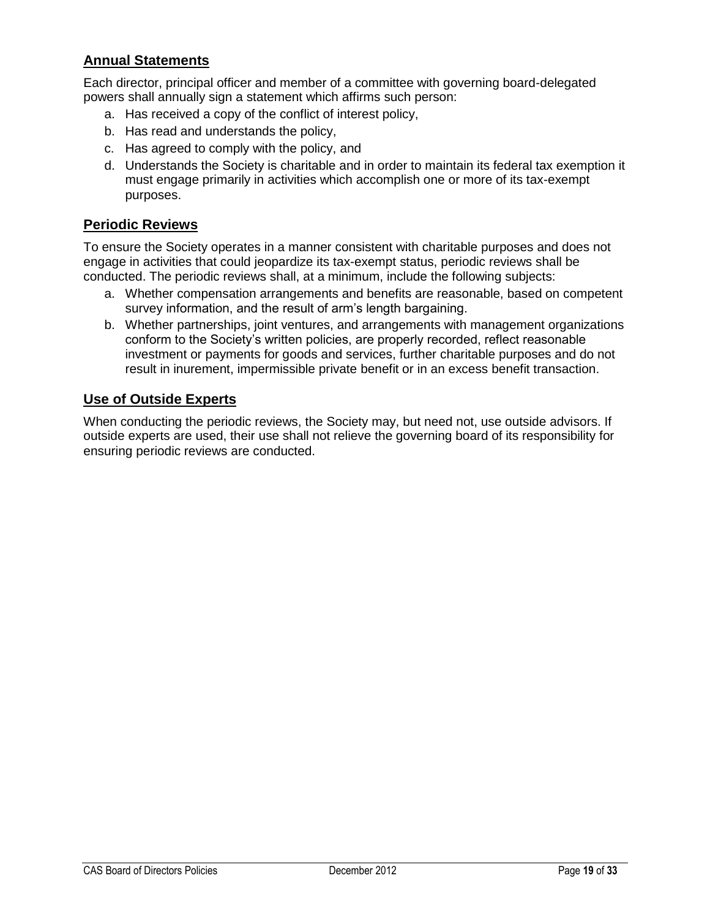## Annual Statements

Each director, principal officer and member of a committee with governing board-delegated powers shall annually sign a statement which affirms such person:

a. Has received a copy of the conflict of interest policy,
b. Has read and understands the policy,
c. Has agreed to comply with the policy, and
d. Understands the Society is charitable and in order to maintain its federal tax exemption it must engage primarily in activities which accomplish one or more of its tax-exempt purposes.

## Periodic Reviews

To ensure the Society operates in a manner consistent with charitable purposes and does not engage in activities that could jeopardize its tax-exempt status, periodic reviews shall be conducted. The periodic reviews shall, at a minimum, include the following subjects:

a. Whether compensation arrangements and benefits are reasonable, based on competent survey information, and the result of arm's length bargaining.
b. Whether partnerships, joint ventures, and arrangements with management organizations conform to the Society's written policies, are properly recorded, reflect reasonable investment or payments for goods and services, further charitable purposes and do not result in inurement, impermissible private benefit or in an excess benefit transaction.

## Use of Outside Experts

When conducting the periodic reviews, the Society may, but need not, use outside advisors. If outside experts are used, their use shall not relieve the governing board of its responsibility for ensuring periodic reviews are conducted.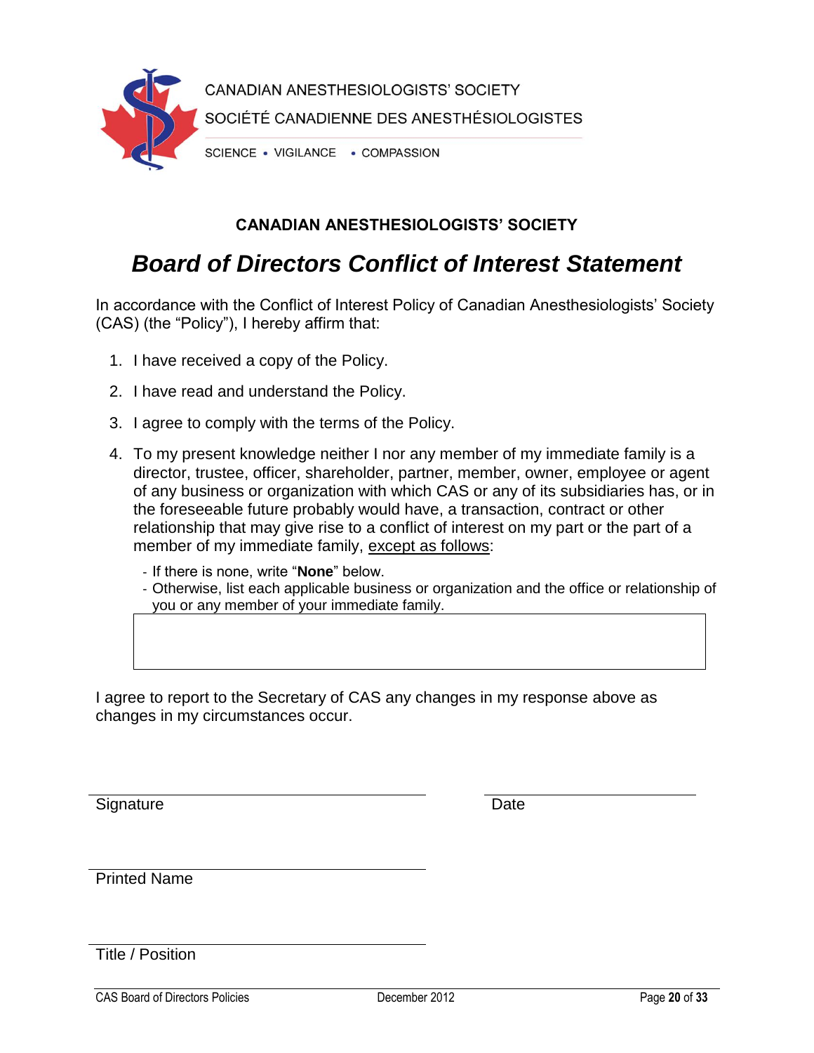CANADIAN ANESTHESIOLOGISTS' SOCIETY

SOCIÉTÉ CANADIENNE DES ANESTHÉSIOLOGISTES

SCIENCE • VIGILANCE • COMPASSION

**CANADIAN ANESTHESIOLOGISTS' SOCIETY**

# ***Board of Directors Conflict of Interest Statement***

In accordance with the Conflict of Interest Policy of Canadian Anesthesiologists' Society (CAS) (the "Policy"), I hereby affirm that:

1. I have received a copy of the Policy.
2. I have read and understand the Policy.
3. I agree to comply with the terms of the Policy.
4. To my present knowledge neither I nor any member of my immediate family is a director, trustee, officer, shareholder, partner, member, owner, employee or agent of any business or organization with which CAS or any of its subsidiaries has, or in the foreseeable future probably would have, a transaction, contract or other relationship that may give rise to a conflict of interest on my part or the part of a member of my immediate family, except as follows:
   - If there is none, write "**None**" below.
   - Otherwise, list each applicable business or organization and the office or relationship of you or any member of your immediate family.

| |
|---|
| |

I agree to report to the Secretary of CAS any changes in my response above as changes in my circumstances occur.

_______________________________ &nbsp;&nbsp;&nbsp;&nbsp; ____________________
Signature &nbsp;&nbsp;&nbsp;&nbsp; Date

_______________________________
Printed Name

_______________________________
Title / Position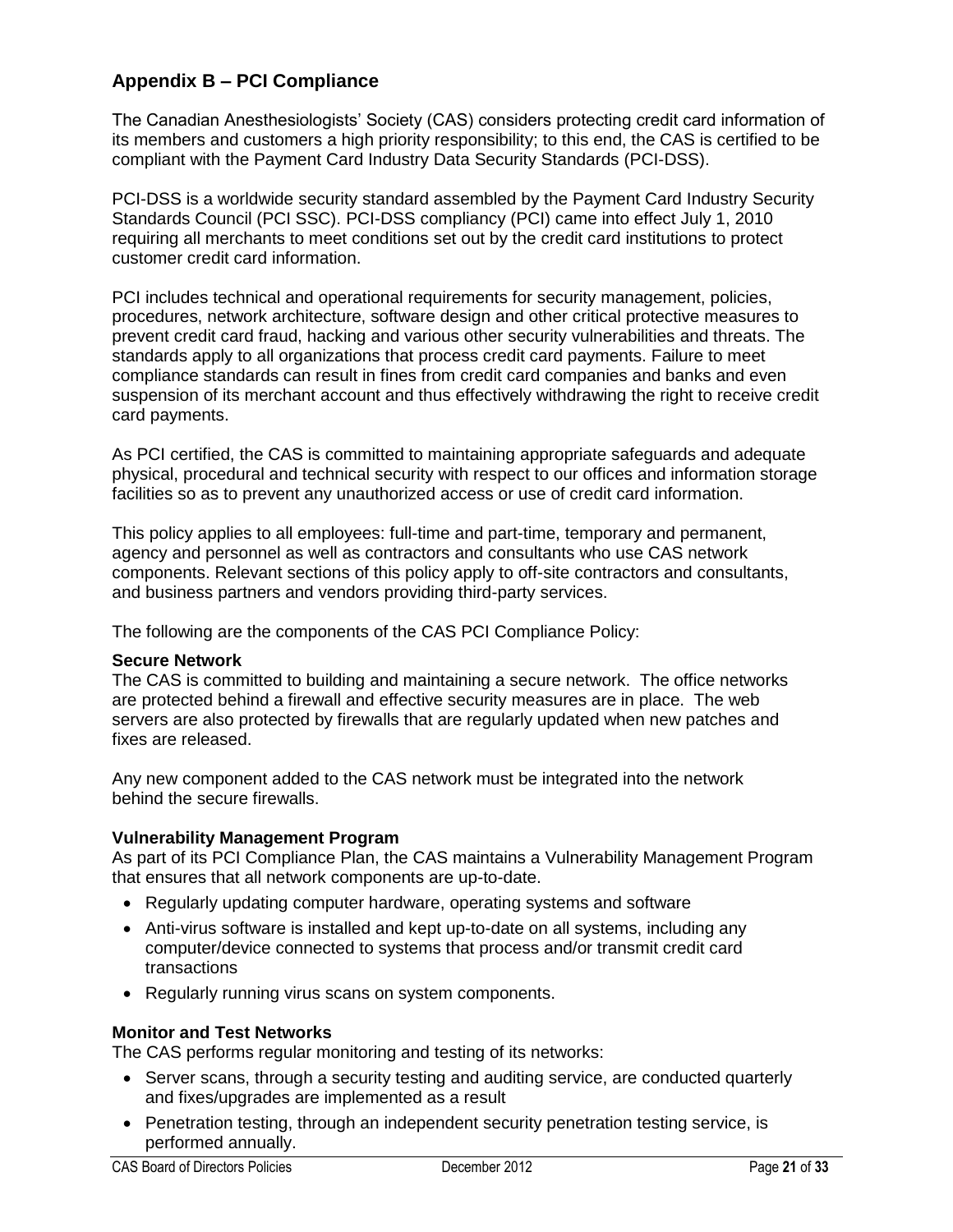## Appendix B – PCI Compliance

The Canadian Anesthesiologists' Society (CAS) considers protecting credit card information of its members and customers a high priority responsibility; to this end, the CAS is certified to be compliant with the Payment Card Industry Data Security Standards (PCI-DSS).

PCI-DSS is a worldwide security standard assembled by the Payment Card Industry Security Standards Council (PCI SSC). PCI-DSS compliancy (PCI) came into effect July 1, 2010 requiring all merchants to meet conditions set out by the credit card institutions to protect customer credit card information.

PCI includes technical and operational requirements for security management, policies, procedures, network architecture, software design and other critical protective measures to prevent credit card fraud, hacking and various other security vulnerabilities and threats. The standards apply to all organizations that process credit card payments. Failure to meet compliance standards can result in fines from credit card companies and banks and even suspension of its merchant account and thus effectively withdrawing the right to receive credit card payments.

As PCI certified, the CAS is committed to maintaining appropriate safeguards and adequate physical, procedural and technical security with respect to our offices and information storage facilities so as to prevent any unauthorized access or use of credit card information.

This policy applies to all employees: full-time and part-time, temporary and permanent, agency and personnel as well as contractors and consultants who use CAS network components. Relevant sections of this policy apply to off-site contractors and consultants, and business partners and vendors providing third-party services.

The following are the components of the CAS PCI Compliance Policy:

**Secure Network**
The CAS is committed to building and maintaining a secure network. The office networks are protected behind a firewall and effective security measures are in place. The web servers are also protected by firewalls that are regularly updated when new patches and fixes are released.

Any new component added to the CAS network must be integrated into the network behind the secure firewalls.

**Vulnerability Management Program**
As part of its PCI Compliance Plan, the CAS maintains a Vulnerability Management Program that ensures that all network components are up-to-date.

- Regularly updating computer hardware, operating systems and software
- Anti-virus software is installed and kept up-to-date on all systems, including any computer/device connected to systems that process and/or transmit credit card transactions
- Regularly running virus scans on system components.

**Monitor and Test Networks**
The CAS performs regular monitoring and testing of its networks:

- Server scans, through a security testing and auditing service, are conducted quarterly and fixes/upgrades are implemented as a result
- Penetration testing, through an independent security penetration testing service, is performed annually.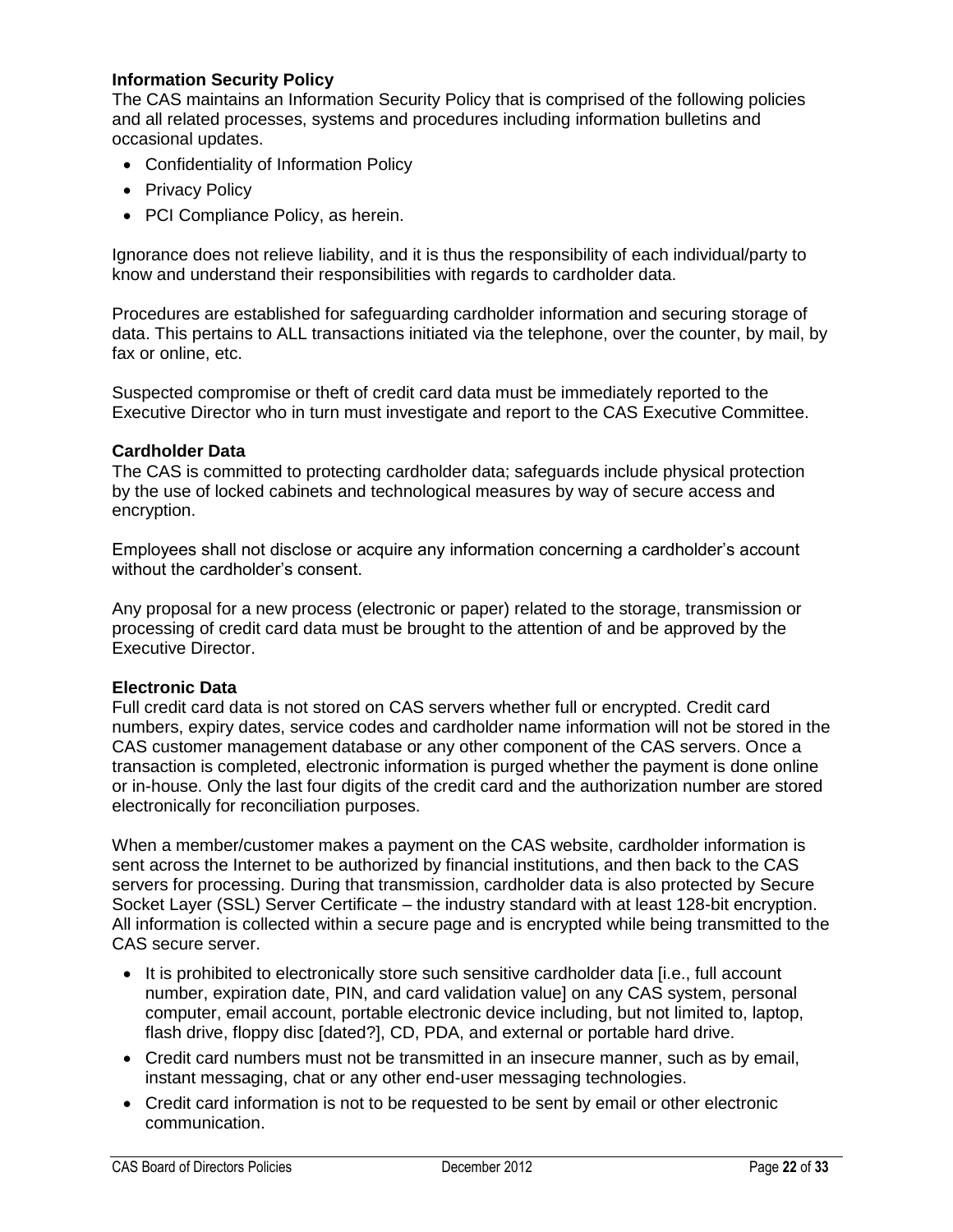**Information Security Policy**

The CAS maintains an Information Security Policy that is comprised of the following policies and all related processes, systems and procedures including information bulletins and occasional updates.

- Confidentiality of Information Policy
- Privacy Policy
- PCI Compliance Policy, as herein.

Ignorance does not relieve liability, and it is thus the responsibility of each individual/party to know and understand their responsibilities with regards to cardholder data.

Procedures are established for safeguarding cardholder information and securing storage of data. This pertains to ALL transactions initiated via the telephone, over the counter, by mail, by fax or online, etc.

Suspected compromise or theft of credit card data must be immediately reported to the Executive Director who in turn must investigate and report to the CAS Executive Committee.

**Cardholder Data**

The CAS is committed to protecting cardholder data; safeguards include physical protection by the use of locked cabinets and technological measures by way of secure access and encryption.

Employees shall not disclose or acquire any information concerning a cardholder's account without the cardholder's consent.

Any proposal for a new process (electronic or paper) related to the storage, transmission or processing of credit card data must be brought to the attention of and be approved by the Executive Director.

**Electronic Data**

Full credit card data is not stored on CAS servers whether full or encrypted. Credit card numbers, expiry dates, service codes and cardholder name information will not be stored in the CAS customer management database or any other component of the CAS servers. Once a transaction is completed, electronic information is purged whether the payment is done online or in-house. Only the last four digits of the credit card and the authorization number are stored electronically for reconciliation purposes.

When a member/customer makes a payment on the CAS website, cardholder information is sent across the Internet to be authorized by financial institutions, and then back to the CAS servers for processing. During that transmission, cardholder data is also protected by Secure Socket Layer (SSL) Server Certificate – the industry standard with at least 128-bit encryption. All information is collected within a secure page and is encrypted while being transmitted to the CAS secure server.

- It is prohibited to electronically store such sensitive cardholder data [i.e., full account number, expiration date, PIN, and card validation value] on any CAS system, personal computer, email account, portable electronic device including, but not limited to, laptop, flash drive, floppy disc [dated?], CD, PDA, and external or portable hard drive.
- Credit card numbers must not be transmitted in an insecure manner, such as by email, instant messaging, chat or any other end-user messaging technologies.
- Credit card information is not to be requested to be sent by email or other electronic communication.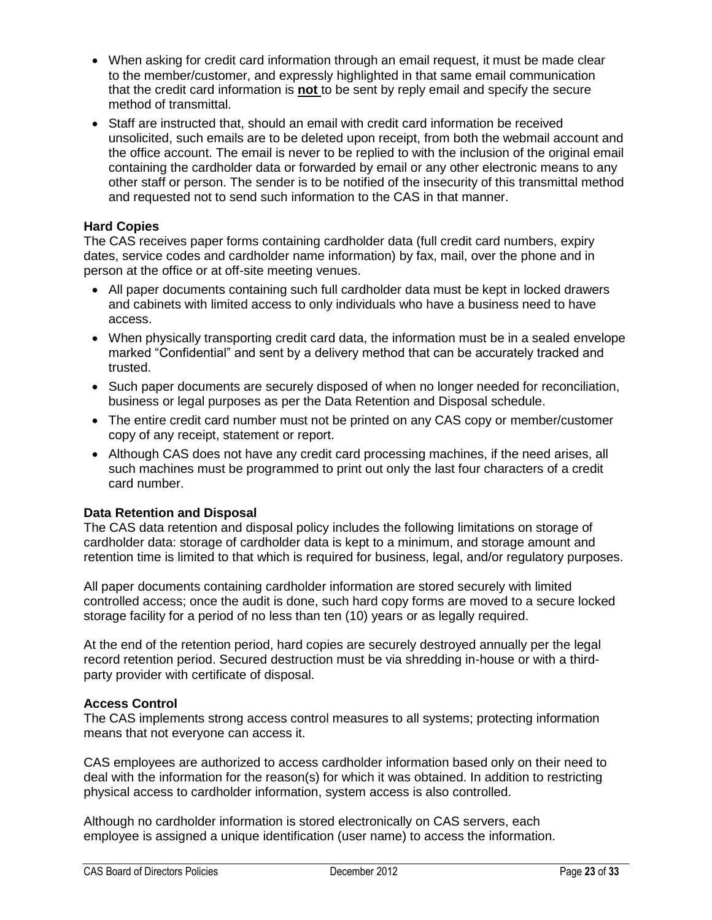- When asking for credit card information through an email request, it must be made clear to the member/customer, and expressly highlighted in that same email communication that the credit card information is **not** to be sent by reply email and specify the secure method of transmittal.
- Staff are instructed that, should an email with credit card information be received unsolicited, such emails are to be deleted upon receipt, from both the webmail account and the office account. The email is never to be replied to with the inclusion of the original email containing the cardholder data or forwarded by email or any other electronic means to any other staff or person. The sender is to be notified of the insecurity of this transmittal method and requested not to send such information to the CAS in that manner.

**Hard Copies**

The CAS receives paper forms containing cardholder data (full credit card numbers, expiry dates, service codes and cardholder name information) by fax, mail, over the phone and in person at the office or at off-site meeting venues.

- All paper documents containing such full cardholder data must be kept in locked drawers and cabinets with limited access to only individuals who have a business need to have access.
- When physically transporting credit card data, the information must be in a sealed envelope marked "Confidential" and sent by a delivery method that can be accurately tracked and trusted.
- Such paper documents are securely disposed of when no longer needed for reconciliation, business or legal purposes as per the Data Retention and Disposal schedule.
- The entire credit card number must not be printed on any CAS copy or member/customer copy of any receipt, statement or report.
- Although CAS does not have any credit card processing machines, if the need arises, all such machines must be programmed to print out only the last four characters of a credit card number.

**Data Retention and Disposal**

The CAS data retention and disposal policy includes the following limitations on storage of cardholder data: storage of cardholder data is kept to a minimum, and storage amount and retention time is limited to that which is required for business, legal, and/or regulatory purposes.

All paper documents containing cardholder information are stored securely with limited controlled access; once the audit is done, such hard copy forms are moved to a secure locked storage facility for a period of no less than ten (10) years or as legally required.

At the end of the retention period, hard copies are securely destroyed annually per the legal record retention period. Secured destruction must be via shredding in-house or with a third-party provider with certificate of disposal.

**Access Control**

The CAS implements strong access control measures to all systems; protecting information means that not everyone can access it.

CAS employees are authorized to access cardholder information based only on their need to deal with the information for the reason(s) for which it was obtained. In addition to restricting physical access to cardholder information, system access is also controlled.

Although no cardholder information is stored electronically on CAS servers, each employee is assigned a unique identification (user name) to access the information.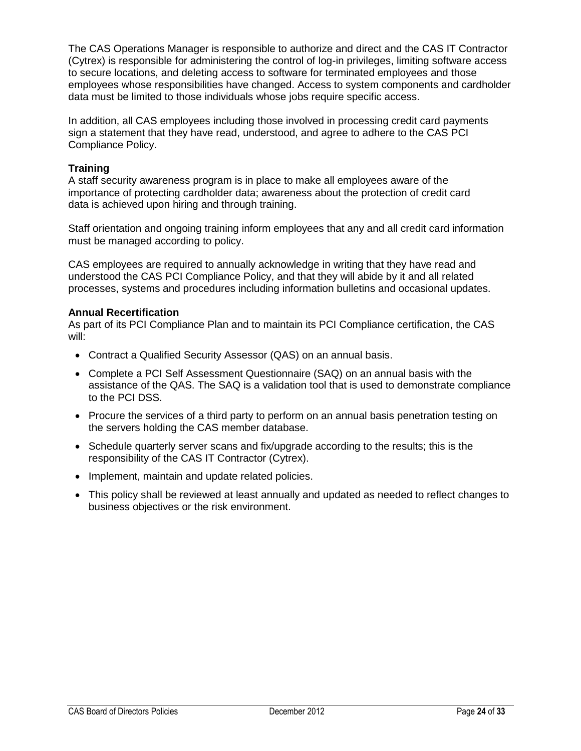The CAS Operations Manager is responsible to authorize and direct and the CAS IT Contractor (Cytrex) is responsible for administering the control of log-in privileges, limiting software access to secure locations, and deleting access to software for terminated employees and those employees whose responsibilities have changed. Access to system components and cardholder data must be limited to those individuals whose jobs require specific access.

In addition, all CAS employees including those involved in processing credit card payments sign a statement that they have read, understood, and agree to adhere to the CAS PCI Compliance Policy.

**Training**
A staff security awareness program is in place to make all employees aware of the importance of protecting cardholder data; awareness about the protection of credit card data is achieved upon hiring and through training.

Staff orientation and ongoing training inform employees that any and all credit card information must be managed according to policy.

CAS employees are required to annually acknowledge in writing that they have read and understood the CAS PCI Compliance Policy, and that they will abide by it and all related processes, systems and procedures including information bulletins and occasional updates.

**Annual Recertification**
As part of its PCI Compliance Plan and to maintain its PCI Compliance certification, the CAS will:

- Contract a Qualified Security Assessor (QAS) on an annual basis.
- Complete a PCI Self Assessment Questionnaire (SAQ) on an annual basis with the assistance of the QAS. The SAQ is a validation tool that is used to demonstrate compliance to the PCI DSS.
- Procure the services of a third party to perform on an annual basis penetration testing on the servers holding the CAS member database.
- Schedule quarterly server scans and fix/upgrade according to the results; this is the responsibility of the CAS IT Contractor (Cytrex).
- Implement, maintain and update related policies.
- This policy shall be reviewed at least annually and updated as needed to reflect changes to business objectives or the risk environment.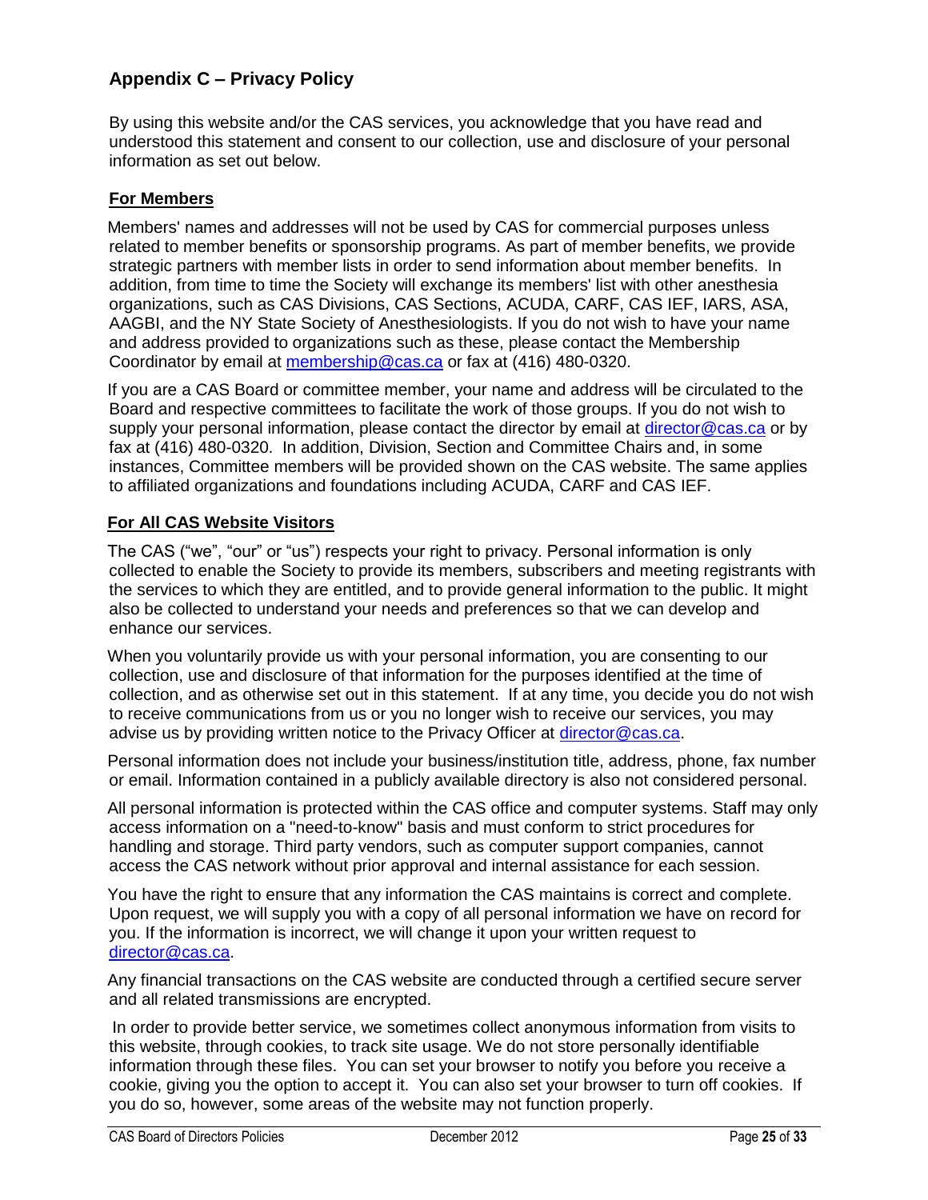## Appendix C – Privacy Policy

By using this website and/or the CAS services, you acknowledge that you have read and understood this statement and consent to our collection, use and disclosure of your personal information as set out below.

### For Members

Members' names and addresses will not be used by CAS for commercial purposes unless related to member benefits or sponsorship programs. As part of member benefits, we provide strategic partners with member lists in order to send information about member benefits. In addition, from time to time the Society will exchange its members' list with other anesthesia organizations, such as CAS Divisions, CAS Sections, ACUDA, CARF, CAS IEF, IARS, ASA, AAGBI, and the NY State Society of Anesthesiologists. If you do not wish to have your name and address provided to organizations such as these, please contact the Membership Coordinator by email at membership@cas.ca or fax at (416) 480-0320.

If you are a CAS Board or committee member, your name and address will be circulated to the Board and respective committees to facilitate the work of those groups. If you do not wish to supply your personal information, please contact the director by email at director@cas.ca or by fax at (416) 480-0320. In addition, Division, Section and Committee Chairs and, in some instances, Committee members will be provided shown on the CAS website. The same applies to affiliated organizations and foundations including ACUDA, CARF and CAS IEF.

### For All CAS Website Visitors

The CAS ("we", "our" or "us") respects your right to privacy. Personal information is only collected to enable the Society to provide its members, subscribers and meeting registrants with the services to which they are entitled, and to provide general information to the public. It might also be collected to understand your needs and preferences so that we can develop and enhance our services.

When you voluntarily provide us with your personal information, you are consenting to our collection, use and disclosure of that information for the purposes identified at the time of collection, and as otherwise set out in this statement. If at any time, you decide you do not wish to receive communications from us or you no longer wish to receive our services, you may advise us by providing written notice to the Privacy Officer at director@cas.ca.

Personal information does not include your business/institution title, address, phone, fax number or email. Information contained in a publicly available directory is also not considered personal.

All personal information is protected within the CAS office and computer systems. Staff may only access information on a "need-to-know" basis and must conform to strict procedures for handling and storage. Third party vendors, such as computer support companies, cannot access the CAS network without prior approval and internal assistance for each session.

You have the right to ensure that any information the CAS maintains is correct and complete. Upon request, we will supply you with a copy of all personal information we have on record for you. If the information is incorrect, we will change it upon your written request to director@cas.ca.

Any financial transactions on the CAS website are conducted through a certified secure server and all related transmissions are encrypted.

In order to provide better service, we sometimes collect anonymous information from visits to this website, through cookies, to track site usage. We do not store personally identifiable information through these files. You can set your browser to notify you before you receive a cookie, giving you the option to accept it. You can also set your browser to turn off cookies. If you do so, however, some areas of the website may not function properly.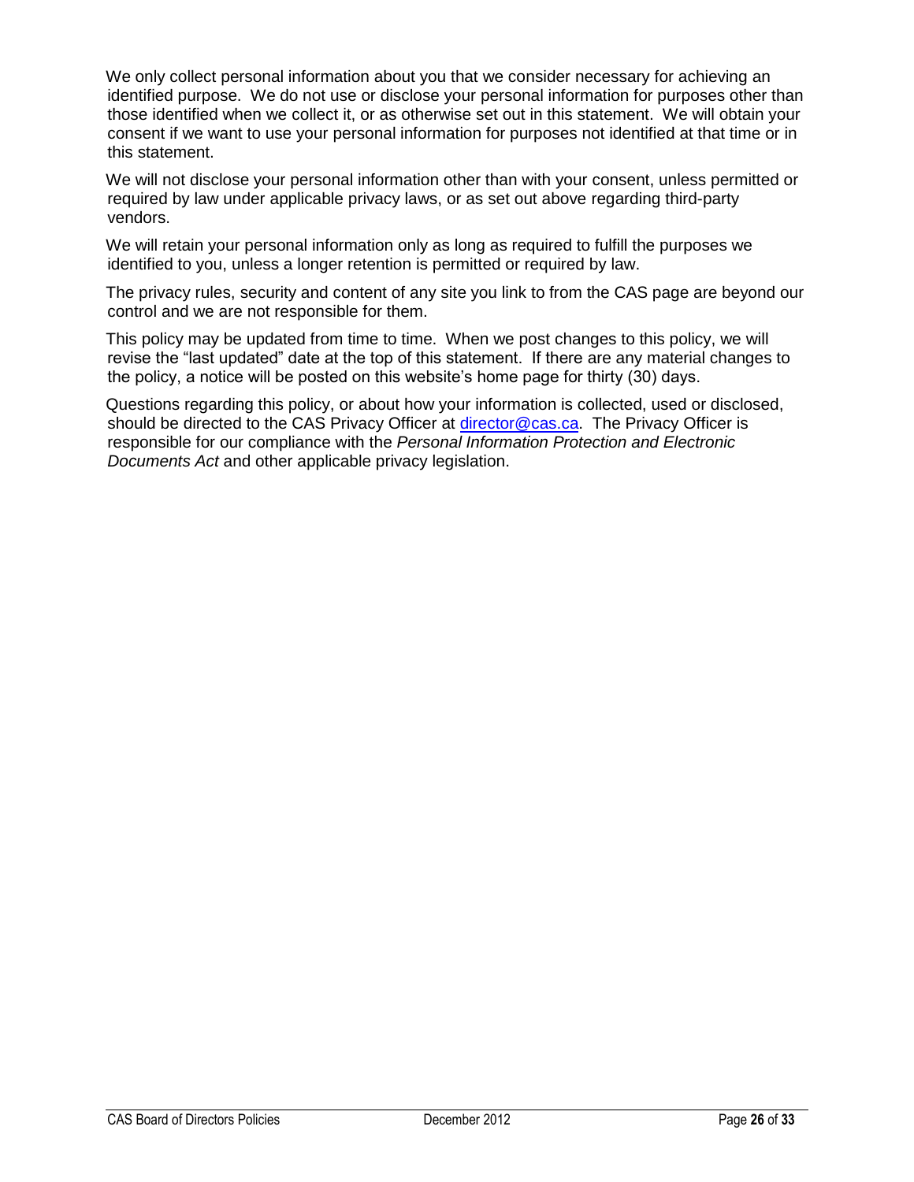We only collect personal information about you that we consider necessary for achieving an identified purpose. We do not use or disclose your personal information for purposes other than those identified when we collect it, or as otherwise set out in this statement. We will obtain your consent if we want to use your personal information for purposes not identified at that time or in this statement.

We will not disclose your personal information other than with your consent, unless permitted or required by law under applicable privacy laws, or as set out above regarding third-party vendors.

We will retain your personal information only as long as required to fulfill the purposes we identified to you, unless a longer retention is permitted or required by law.

The privacy rules, security and content of any site you link to from the CAS page are beyond our control and we are not responsible for them.

This policy may be updated from time to time. When we post changes to this policy, we will revise the "last updated" date at the top of this statement. If there are any material changes to the policy, a notice will be posted on this website's home page for thirty (30) days.

Questions regarding this policy, or about how your information is collected, used or disclosed, should be directed to the CAS Privacy Officer at [director@cas.ca](mailto:director@cas.ca). The Privacy Officer is responsible for our compliance with the *Personal Information Protection and Electronic Documents Act* and other applicable privacy legislation.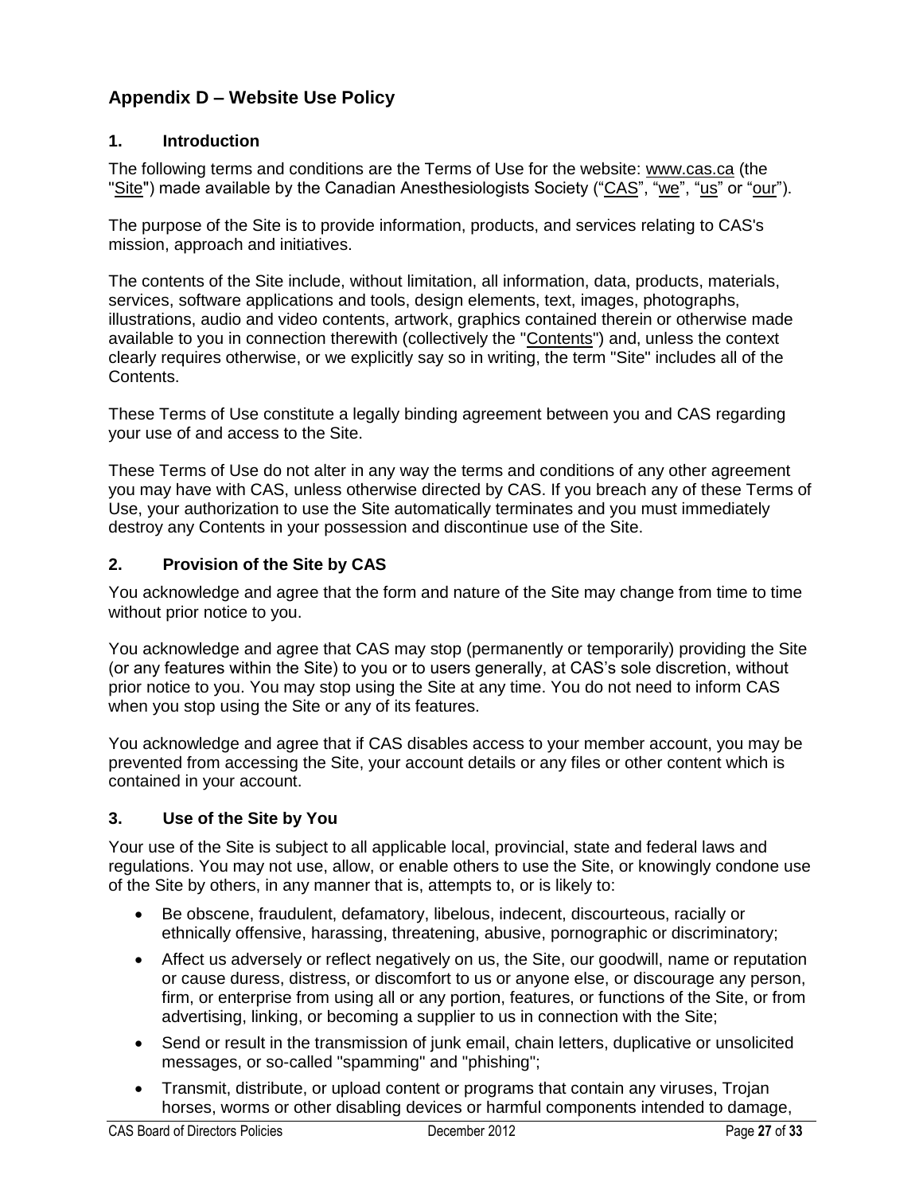## Appendix D – Website Use Policy

### 1. Introduction

The following terms and conditions are the Terms of Use for the website: www.cas.ca (the "Site") made available by the Canadian Anesthesiologists Society ("CAS", "we", "us" or "our").

The purpose of the Site is to provide information, products, and services relating to CAS's mission, approach and initiatives.

The contents of the Site include, without limitation, all information, data, products, materials, services, software applications and tools, design elements, text, images, photographs, illustrations, audio and video contents, artwork, graphics contained therein or otherwise made available to you in connection therewith (collectively the "Contents") and, unless the context clearly requires otherwise, or we explicitly say so in writing, the term "Site" includes all of the Contents.

These Terms of Use constitute a legally binding agreement between you and CAS regarding your use of and access to the Site.

These Terms of Use do not alter in any way the terms and conditions of any other agreement you may have with CAS, unless otherwise directed by CAS. If you breach any of these Terms of Use, your authorization to use the Site automatically terminates and you must immediately destroy any Contents in your possession and discontinue use of the Site.

### 2. Provision of the Site by CAS

You acknowledge and agree that the form and nature of the Site may change from time to time without prior notice to you.

You acknowledge and agree that CAS may stop (permanently or temporarily) providing the Site (or any features within the Site) to you or to users generally, at CAS's sole discretion, without prior notice to you. You may stop using the Site at any time. You do not need to inform CAS when you stop using the Site or any of its features.

You acknowledge and agree that if CAS disables access to your member account, you may be prevented from accessing the Site, your account details or any files or other content which is contained in your account.

### 3. Use of the Site by You

Your use of the Site is subject to all applicable local, provincial, state and federal laws and regulations. You may not use, allow, or enable others to use the Site, or knowingly condone use of the Site by others, in any manner that is, attempts to, or is likely to:

- Be obscene, fraudulent, defamatory, libelous, indecent, discourteous, racially or ethnically offensive, harassing, threatening, abusive, pornographic or discriminatory;
- Affect us adversely or reflect negatively on us, the Site, our goodwill, name or reputation or cause duress, distress, or discomfort to us or anyone else, or discourage any person, firm, or enterprise from using all or any portion, features, or functions of the Site, or from advertising, linking, or becoming a supplier to us in connection with the Site;
- Send or result in the transmission of junk email, chain letters, duplicative or unsolicited messages, or so-called "spamming" and "phishing";
- Transmit, distribute, or upload content or programs that contain any viruses, Trojan horses, worms or other disabling devices or harmful components intended to damage,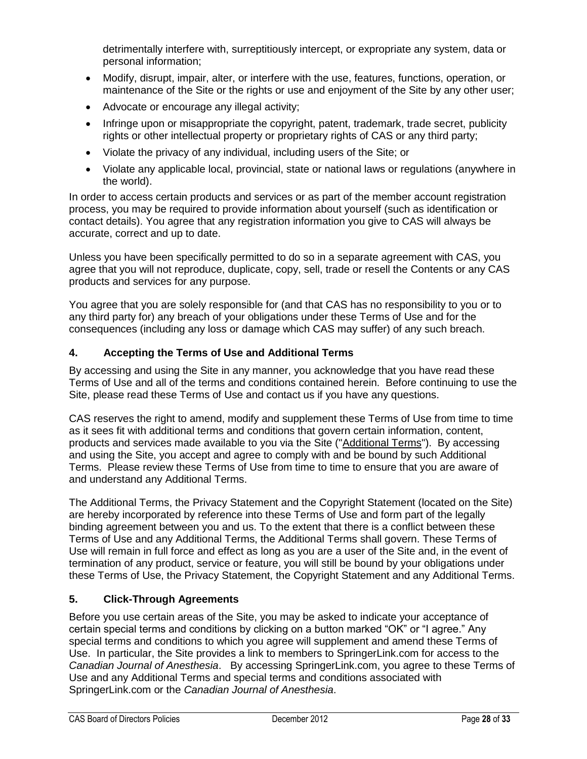detrimentally interfere with, surreptitiously intercept, or expropriate any system, data or personal information;

- Modify, disrupt, impair, alter, or interfere with the use, features, functions, operation, or maintenance of the Site or the rights or use and enjoyment of the Site by any other user;
- Advocate or encourage any illegal activity;
- Infringe upon or misappropriate the copyright, patent, trademark, trade secret, publicity rights or other intellectual property or proprietary rights of CAS or any third party;
- Violate the privacy of any individual, including users of the Site; or
- Violate any applicable local, provincial, state or national laws or regulations (anywhere in the world).

In order to access certain products and services or as part of the member account registration process, you may be required to provide information about yourself (such as identification or contact details). You agree that any registration information you give to CAS will always be accurate, correct and up to date.

Unless you have been specifically permitted to do so in a separate agreement with CAS, you agree that you will not reproduce, duplicate, copy, sell, trade or resell the Contents or any CAS products and services for any purpose.

You agree that you are solely responsible for (and that CAS has no responsibility to you or to any third party for) any breach of your obligations under these Terms of Use and for the consequences (including any loss or damage which CAS may suffer) of any such breach.

## 4. Accepting the Terms of Use and Additional Terms

By accessing and using the Site in any manner, you acknowledge that you have read these Terms of Use and all of the terms and conditions contained herein. Before continuing to use the Site, please read these Terms of Use and contact us if you have any questions.

CAS reserves the right to amend, modify and supplement these Terms of Use from time to time as it sees fit with additional terms and conditions that govern certain information, content, products and services made available to you via the Site ("Additional Terms"). By accessing and using the Site, you accept and agree to comply with and be bound by such Additional Terms. Please review these Terms of Use from time to time to ensure that you are aware of and understand any Additional Terms.

The Additional Terms, the Privacy Statement and the Copyright Statement (located on the Site) are hereby incorporated by reference into these Terms of Use and form part of the legally binding agreement between you and us. To the extent that there is a conflict between these Terms of Use and any Additional Terms, the Additional Terms shall govern. These Terms of Use will remain in full force and effect as long as you are a user of the Site and, in the event of termination of any product, service or feature, you will still be bound by your obligations under these Terms of Use, the Privacy Statement, the Copyright Statement and any Additional Terms.

## 5. Click-Through Agreements

Before you use certain areas of the Site, you may be asked to indicate your acceptance of certain special terms and conditions by clicking on a button marked "OK" or "I agree." Any special terms and conditions to which you agree will supplement and amend these Terms of Use. In particular, the Site provides a link to members to SpringerLink.com for access to the *Canadian Journal of Anesthesia*. By accessing SpringerLink.com, you agree to these Terms of Use and any Additional Terms and special terms and conditions associated with SpringerLink.com or the *Canadian Journal of Anesthesia*.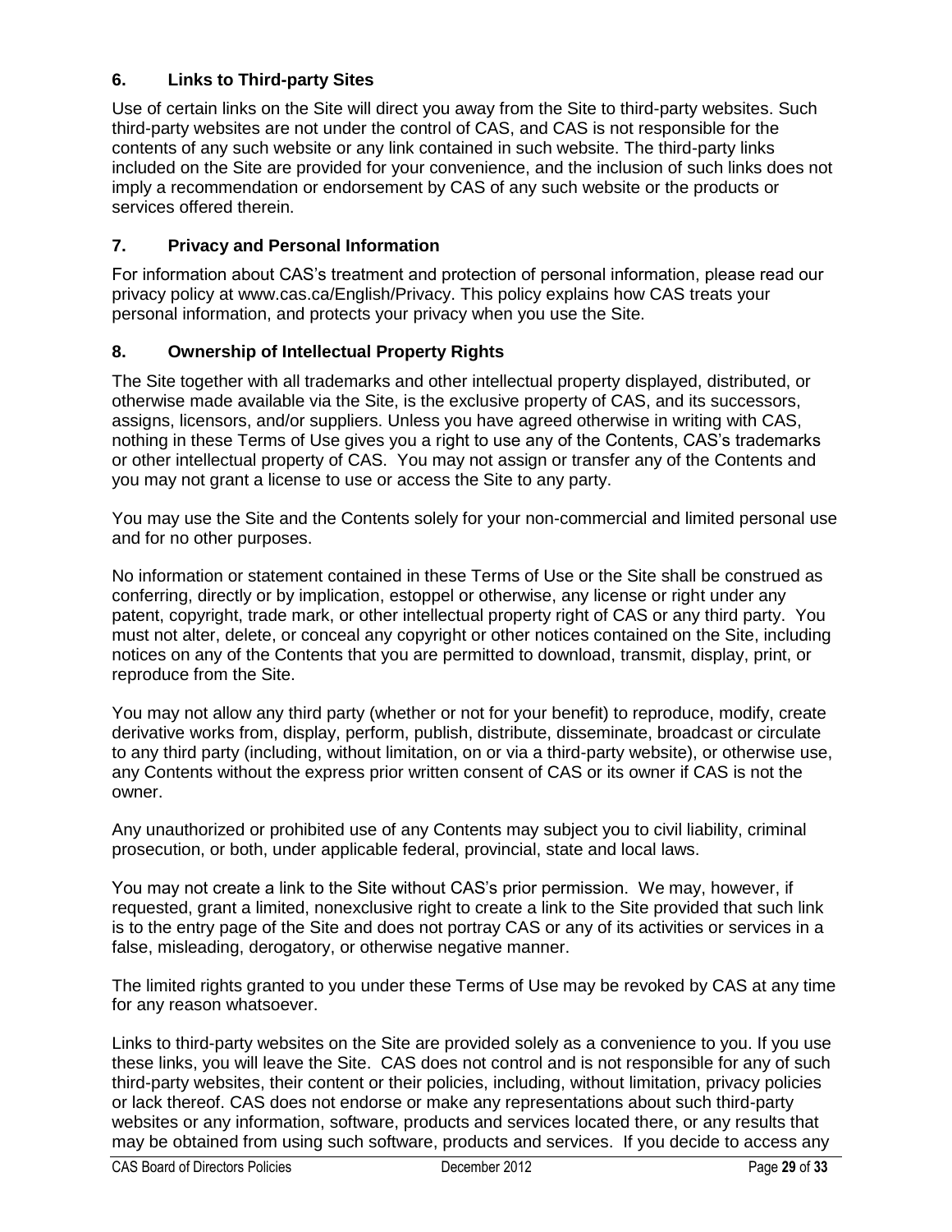### 6. Links to Third-party Sites

Use of certain links on the Site will direct you away from the Site to third-party websites. Such third-party websites are not under the control of CAS, and CAS is not responsible for the contents of any such website or any link contained in such website. The third-party links included on the Site are provided for your convenience, and the inclusion of such links does not imply a recommendation or endorsement by CAS of any such website or the products or services offered therein.

### 7. Privacy and Personal Information

For information about CAS's treatment and protection of personal information, please read our privacy policy at www.cas.ca/English/Privacy. This policy explains how CAS treats your personal information, and protects your privacy when you use the Site.

### 8. Ownership of Intellectual Property Rights

The Site together with all trademarks and other intellectual property displayed, distributed, or otherwise made available via the Site, is the exclusive property of CAS, and its successors, assigns, licensors, and/or suppliers. Unless you have agreed otherwise in writing with CAS, nothing in these Terms of Use gives you a right to use any of the Contents, CAS's trademarks or other intellectual property of CAS. You may not assign or transfer any of the Contents and you may not grant a license to use or access the Site to any party.

You may use the Site and the Contents solely for your non-commercial and limited personal use and for no other purposes.

No information or statement contained in these Terms of Use or the Site shall be construed as conferring, directly or by implication, estoppel or otherwise, any license or right under any patent, copyright, trade mark, or other intellectual property right of CAS or any third party. You must not alter, delete, or conceal any copyright or other notices contained on the Site, including notices on any of the Contents that you are permitted to download, transmit, display, print, or reproduce from the Site.

You may not allow any third party (whether or not for your benefit) to reproduce, modify, create derivative works from, display, perform, publish, distribute, disseminate, broadcast or circulate to any third party (including, without limitation, on or via a third-party website), or otherwise use, any Contents without the express prior written consent of CAS or its owner if CAS is not the owner.

Any unauthorized or prohibited use of any Contents may subject you to civil liability, criminal prosecution, or both, under applicable federal, provincial, state and local laws.

You may not create a link to the Site without CAS's prior permission. We may, however, if requested, grant a limited, nonexclusive right to create a link to the Site provided that such link is to the entry page of the Site and does not portray CAS or any of its activities or services in a false, misleading, derogatory, or otherwise negative manner.

The limited rights granted to you under these Terms of Use may be revoked by CAS at any time for any reason whatsoever.

Links to third-party websites on the Site are provided solely as a convenience to you. If you use these links, you will leave the Site. CAS does not control and is not responsible for any of such third-party websites, their content or their policies, including, without limitation, privacy policies or lack thereof. CAS does not endorse or make any representations about such third-party websites or any information, software, products and services located there, or any results that may be obtained from using such software, products and services. If you decide to access any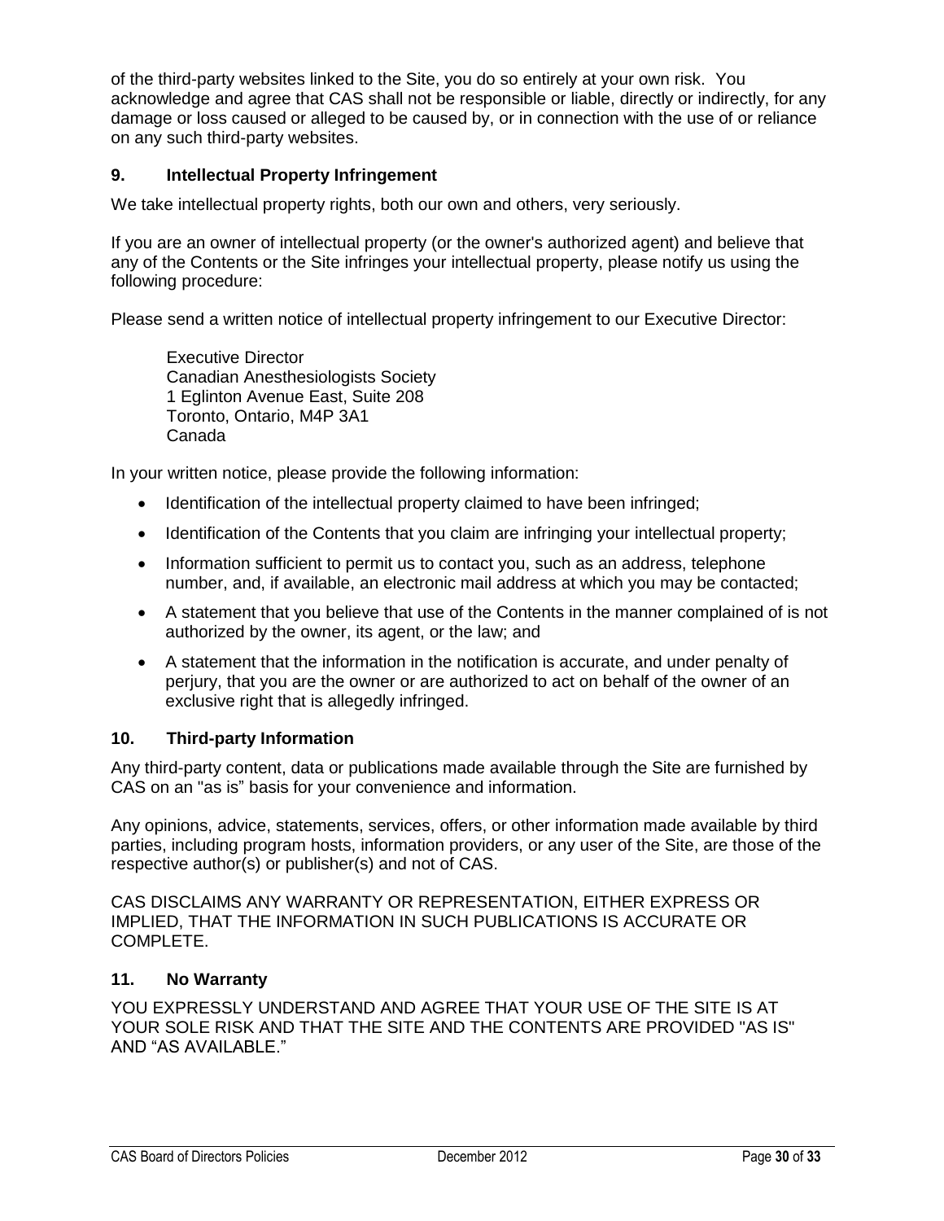of the third-party websites linked to the Site, you do so entirely at your own risk. You acknowledge and agree that CAS shall not be responsible or liable, directly or indirectly, for any damage or loss caused or alleged to be caused by, or in connection with the use of or reliance on any such third-party websites.

### 9. Intellectual Property Infringement

We take intellectual property rights, both our own and others, very seriously.

If you are an owner of intellectual property (or the owner's authorized agent) and believe that any of the Contents or the Site infringes your intellectual property, please notify us using the following procedure:

Please send a written notice of intellectual property infringement to our Executive Director:

> Executive Director
> Canadian Anesthesiologists Society
> 1 Eglinton Avenue East, Suite 208
> Toronto, Ontario, M4P 3A1
> Canada

In your written notice, please provide the following information:

- Identification of the intellectual property claimed to have been infringed;
- Identification of the Contents that you claim are infringing your intellectual property;
- Information sufficient to permit us to contact you, such as an address, telephone number, and, if available, an electronic mail address at which you may be contacted;
- A statement that you believe that use of the Contents in the manner complained of is not authorized by the owner, its agent, or the law; and
- A statement that the information in the notification is accurate, and under penalty of perjury, that you are the owner or are authorized to act on behalf of the owner of an exclusive right that is allegedly infringed.

### 10. Third-party Information

Any third-party content, data or publications made available through the Site are furnished by CAS on an "as is" basis for your convenience and information.

Any opinions, advice, statements, services, offers, or other information made available by third parties, including program hosts, information providers, or any user of the Site, are those of the respective author(s) or publisher(s) and not of CAS.

CAS DISCLAIMS ANY WARRANTY OR REPRESENTATION, EITHER EXPRESS OR IMPLIED, THAT THE INFORMATION IN SUCH PUBLICATIONS IS ACCURATE OR COMPLETE.

### 11. No Warranty

YOU EXPRESSLY UNDERSTAND AND AGREE THAT YOUR USE OF THE SITE IS AT YOUR SOLE RISK AND THAT THE SITE AND THE CONTENTS ARE PROVIDED "AS IS" AND "AS AVAILABLE."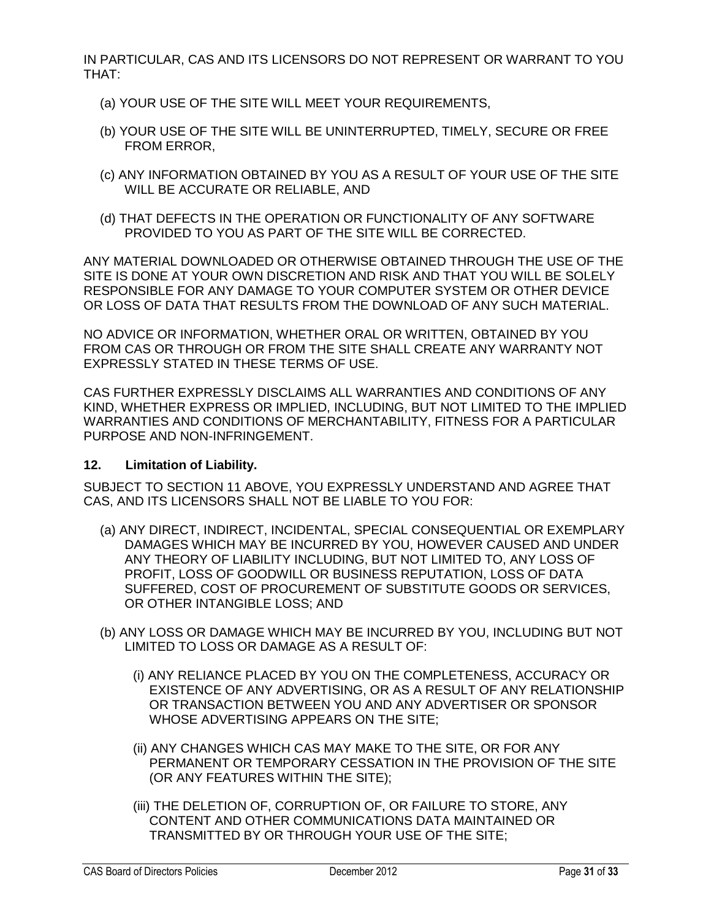IN PARTICULAR, CAS AND ITS LICENSORS DO NOT REPRESENT OR WARRANT TO YOU THAT:

(a) YOUR USE OF THE SITE WILL MEET YOUR REQUIREMENTS,

(b) YOUR USE OF THE SITE WILL BE UNINTERRUPTED, TIMELY, SECURE OR FREE FROM ERROR,

(c) ANY INFORMATION OBTAINED BY YOU AS A RESULT OF YOUR USE OF THE SITE WILL BE ACCURATE OR RELIABLE, AND

(d) THAT DEFECTS IN THE OPERATION OR FUNCTIONALITY OF ANY SOFTWARE PROVIDED TO YOU AS PART OF THE SITE WILL BE CORRECTED.

ANY MATERIAL DOWNLOADED OR OTHERWISE OBTAINED THROUGH THE USE OF THE SITE IS DONE AT YOUR OWN DISCRETION AND RISK AND THAT YOU WILL BE SOLELY RESPONSIBLE FOR ANY DAMAGE TO YOUR COMPUTER SYSTEM OR OTHER DEVICE OR LOSS OF DATA THAT RESULTS FROM THE DOWNLOAD OF ANY SUCH MATERIAL.

NO ADVICE OR INFORMATION, WHETHER ORAL OR WRITTEN, OBTAINED BY YOU FROM CAS OR THROUGH OR FROM THE SITE SHALL CREATE ANY WARRANTY NOT EXPRESSLY STATED IN THESE TERMS OF USE.

CAS FURTHER EXPRESSLY DISCLAIMS ALL WARRANTIES AND CONDITIONS OF ANY KIND, WHETHER EXPRESS OR IMPLIED, INCLUDING, BUT NOT LIMITED TO THE IMPLIED WARRANTIES AND CONDITIONS OF MERCHANTABILITY, FITNESS FOR A PARTICULAR PURPOSE AND NON-INFRINGEMENT.

**12. Limitation of Liability.**

SUBJECT TO SECTION 11 ABOVE, YOU EXPRESSLY UNDERSTAND AND AGREE THAT CAS, AND ITS LICENSORS SHALL NOT BE LIABLE TO YOU FOR:

(a) ANY DIRECT, INDIRECT, INCIDENTAL, SPECIAL CONSEQUENTIAL OR EXEMPLARY DAMAGES WHICH MAY BE INCURRED BY YOU, HOWEVER CAUSED AND UNDER ANY THEORY OF LIABILITY INCLUDING, BUT NOT LIMITED TO, ANY LOSS OF PROFIT, LOSS OF GOODWILL OR BUSINESS REPUTATION, LOSS OF DATA SUFFERED, COST OF PROCUREMENT OF SUBSTITUTE GOODS OR SERVICES, OR OTHER INTANGIBLE LOSS; AND

(b) ANY LOSS OR DAMAGE WHICH MAY BE INCURRED BY YOU, INCLUDING BUT NOT LIMITED TO LOSS OR DAMAGE AS A RESULT OF:

(i) ANY RELIANCE PLACED BY YOU ON THE COMPLETENESS, ACCURACY OR EXISTENCE OF ANY ADVERTISING, OR AS A RESULT OF ANY RELATIONSHIP OR TRANSACTION BETWEEN YOU AND ANY ADVERTISER OR SPONSOR WHOSE ADVERTISING APPEARS ON THE SITE;

(ii) ANY CHANGES WHICH CAS MAY MAKE TO THE SITE, OR FOR ANY PERMANENT OR TEMPORARY CESSATION IN THE PROVISION OF THE SITE (OR ANY FEATURES WITHIN THE SITE);

(iii) THE DELETION OF, CORRUPTION OF, OR FAILURE TO STORE, ANY CONTENT AND OTHER COMMUNICATIONS DATA MAINTAINED OR TRANSMITTED BY OR THROUGH YOUR USE OF THE SITE;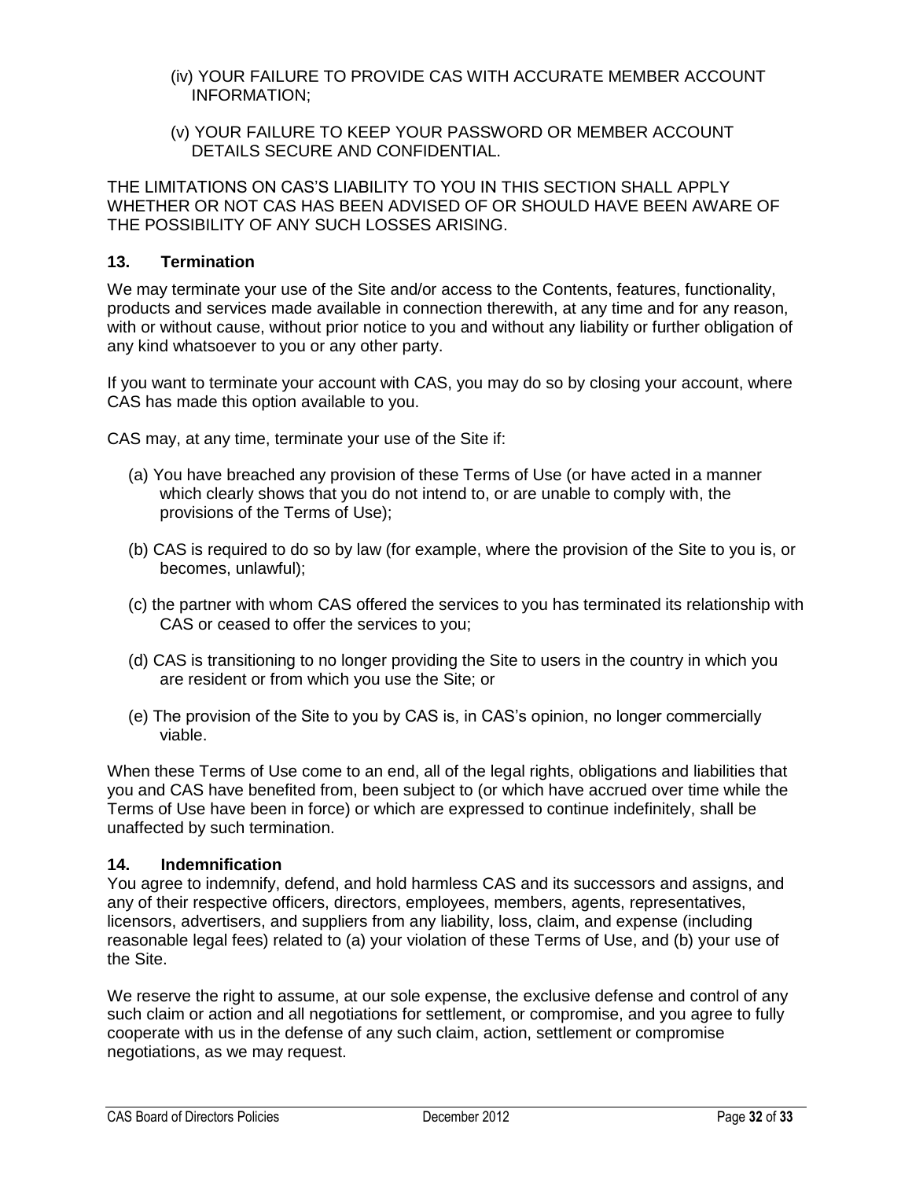(iv) YOUR FAILURE TO PROVIDE CAS WITH ACCURATE MEMBER ACCOUNT INFORMATION;

(v) YOUR FAILURE TO KEEP YOUR PASSWORD OR MEMBER ACCOUNT DETAILS SECURE AND CONFIDENTIAL.

THE LIMITATIONS ON CAS'S LIABILITY TO YOU IN THIS SECTION SHALL APPLY WHETHER OR NOT CAS HAS BEEN ADVISED OF OR SHOULD HAVE BEEN AWARE OF THE POSSIBILITY OF ANY SUCH LOSSES ARISING.

### 13. Termination

We may terminate your use of the Site and/or access to the Contents, features, functionality, products and services made available in connection therewith, at any time and for any reason, with or without cause, without prior notice to you and without any liability or further obligation of any kind whatsoever to you or any other party.

If you want to terminate your account with CAS, you may do so by closing your account, where CAS has made this option available to you.

CAS may, at any time, terminate your use of the Site if:

(a) You have breached any provision of these Terms of Use (or have acted in a manner which clearly shows that you do not intend to, or are unable to comply with, the provisions of the Terms of Use);

(b) CAS is required to do so by law (for example, where the provision of the Site to you is, or becomes, unlawful);

(c) the partner with whom CAS offered the services to you has terminated its relationship with CAS or ceased to offer the services to you;

(d) CAS is transitioning to no longer providing the Site to users in the country in which you are resident or from which you use the Site; or

(e) The provision of the Site to you by CAS is, in CAS's opinion, no longer commercially viable.

When these Terms of Use come to an end, all of the legal rights, obligations and liabilities that you and CAS have benefited from, been subject to (or which have accrued over time while the Terms of Use have been in force) or which are expressed to continue indefinitely, shall be unaffected by such termination.

### 14. Indemnification

You agree to indemnify, defend, and hold harmless CAS and its successors and assigns, and any of their respective officers, directors, employees, members, agents, representatives, licensors, advertisers, and suppliers from any liability, loss, claim, and expense (including reasonable legal fees) related to (a) your violation of these Terms of Use, and (b) your use of the Site.

We reserve the right to assume, at our sole expense, the exclusive defense and control of any such claim or action and all negotiations for settlement, or compromise, and you agree to fully cooperate with us in the defense of any such claim, action, settlement or compromise negotiations, as we may request.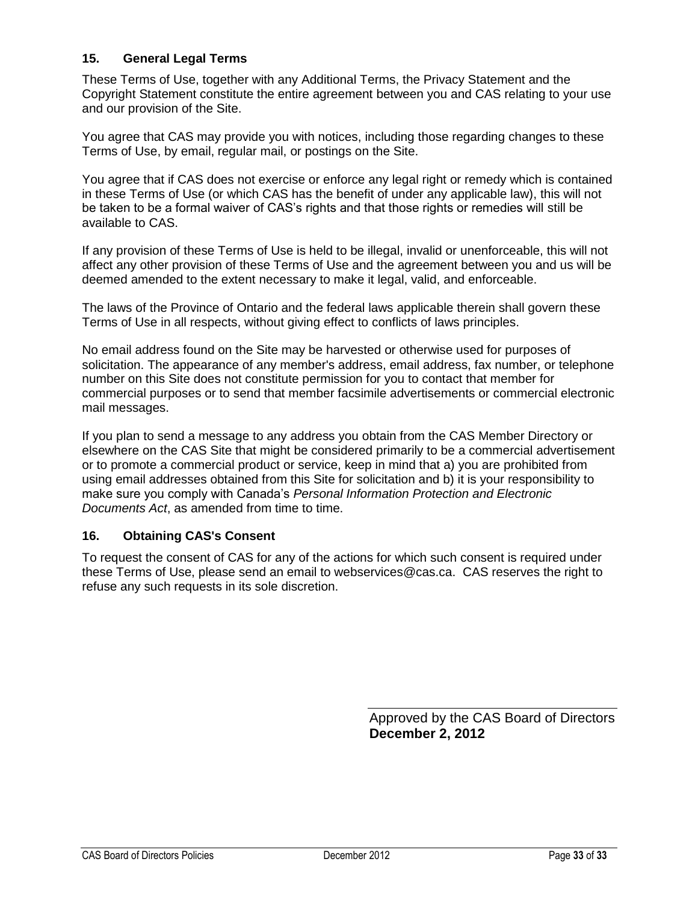### 15. General Legal Terms

These Terms of Use, together with any Additional Terms, the Privacy Statement and the Copyright Statement constitute the entire agreement between you and CAS relating to your use and our provision of the Site.

You agree that CAS may provide you with notices, including those regarding changes to these Terms of Use, by email, regular mail, or postings on the Site.

You agree that if CAS does not exercise or enforce any legal right or remedy which is contained in these Terms of Use (or which CAS has the benefit of under any applicable law), this will not be taken to be a formal waiver of CAS's rights and that those rights or remedies will still be available to CAS.

If any provision of these Terms of Use is held to be illegal, invalid or unenforceable, this will not affect any other provision of these Terms of Use and the agreement between you and us will be deemed amended to the extent necessary to make it legal, valid, and enforceable.

The laws of the Province of Ontario and the federal laws applicable therein shall govern these Terms of Use in all respects, without giving effect to conflicts of laws principles.

No email address found on the Site may be harvested or otherwise used for purposes of solicitation. The appearance of any member's address, email address, fax number, or telephone number on this Site does not constitute permission for you to contact that member for commercial purposes or to send that member facsimile advertisements or commercial electronic mail messages.

If you plan to send a message to any address you obtain from the CAS Member Directory or elsewhere on the CAS Site that might be considered primarily to be a commercial advertisement or to promote a commercial product or service, keep in mind that a) you are prohibited from using email addresses obtained from this Site for solicitation and b) it is your responsibility to make sure you comply with Canada's *Personal Information Protection and Electronic Documents Act*, as amended from time to time.

### 16. Obtaining CAS's Consent

To request the consent of CAS for any of the actions for which such consent is required under these Terms of Use, please send an email to webservices@cas.ca. CAS reserves the right to refuse any such requests in its sole discretion.

Approved by the CAS Board of Directors
**December 2, 2012**